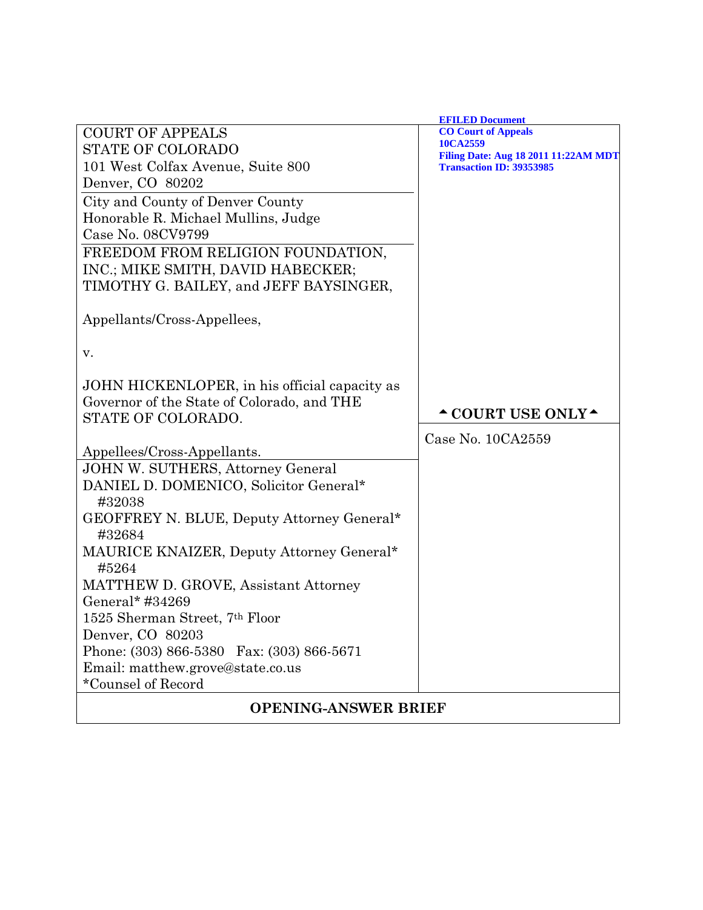**EFILED Document**
**CO Court of Appeals**
**10CA2559**
**Filing Date: Aug 18 2011 11:22AM MDT**
**Transaction ID: 39353985**

| | |
|---|---|
| COURT OF APPEALS<br>STATE OF COLORADO<br>101 West Colfax Avenue, Suite 800<br>Denver, CO 80202 | |
| City and County of Denver County<br>Honorable R. Michael Mullins, Judge<br>Case No. 08CV9799 | |
| FREEDOM FROM RELIGION FOUNDATION, INC.; MIKE SMITH, DAVID HABECKER; TIMOTHY G. BAILEY, and JEFF BAYSINGER,<br><br>Appellants/Cross-Appellees,<br><br>v.<br><br>JOHN HICKENLOPER, in his official capacity as Governor of the State of Colorado, and THE STATE OF COLORADO.<br><br>Appellees/Cross-Appellants. | ▲ COURT USE ONLY ▲<br><br>Case No. 10CA2559 |
| JOHN W. SUTHERS, Attorney General<br>DANIEL D. DOMENICO, Solicitor General* #32038<br>GEOFFREY N. BLUE, Deputy Attorney General* #32684<br>MAURICE KNAIZER, Deputy Attorney General* #5264<br>MATTHEW D. GROVE, Assistant Attorney General* #34269<br>1525 Sherman Street, 7th Floor<br>Denver, CO 80203<br>Phone: (303) 866-5380 Fax: (303) 866-5671<br>Email: matthew.grove@state.co.us<br>*Counsel of Record | |

**OPENING-ANSWER BRIEF**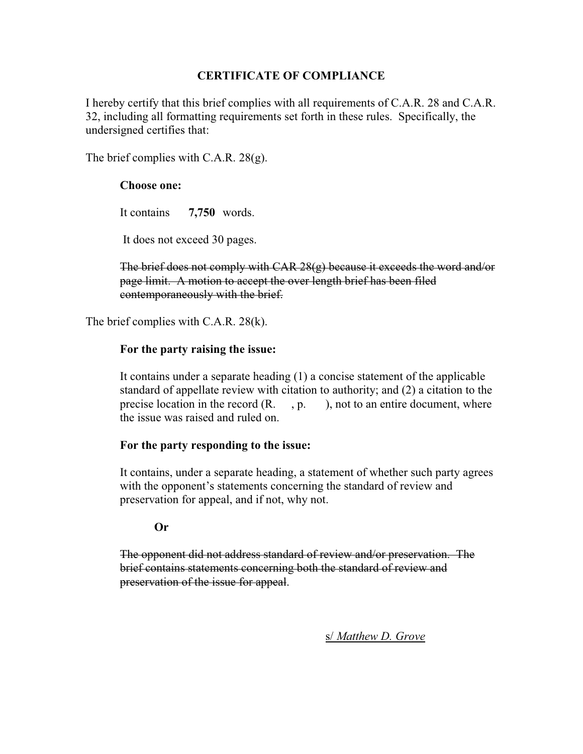## CERTIFICATE OF COMPLIANCE

I hereby certify that this brief complies with all requirements of C.A.R. 28 and C.A.R. 32, including all formatting requirements set forth in these rules. Specifically, the undersigned certifies that:

The brief complies with C.A.R. 28(g).

> **Choose one:**
>
> It contains **7,750** words.
>
> It does not exceed 30 pages.
>
> ~~The brief does not comply with CAR 28(g) because it exceeds the word and/or page limit. A motion to accept the over length brief has been filed contemporaneously with the brief.~~

The brief complies with C.A.R. 28(k).

> **For the party raising the issue:**
>
> It contains under a separate heading (1) a concise statement of the applicable standard of appellate review with citation to authority; and (2) a citation to the precise location in the record (R. , p. ), not to an entire document, where the issue was raised and ruled on.
>
> **For the party responding to the issue:**
>
> It contains, under a separate heading, a statement of whether such party agrees with the opponent's statements concerning the standard of review and preservation for appeal, and if not, why not.
>
> **Or**
>
> ~~The opponent did not address standard of review and/or preservation. The brief contains statements concerning both the standard of review and preservation of the issue for appeal.~~

s/ *Matthew D. Grove*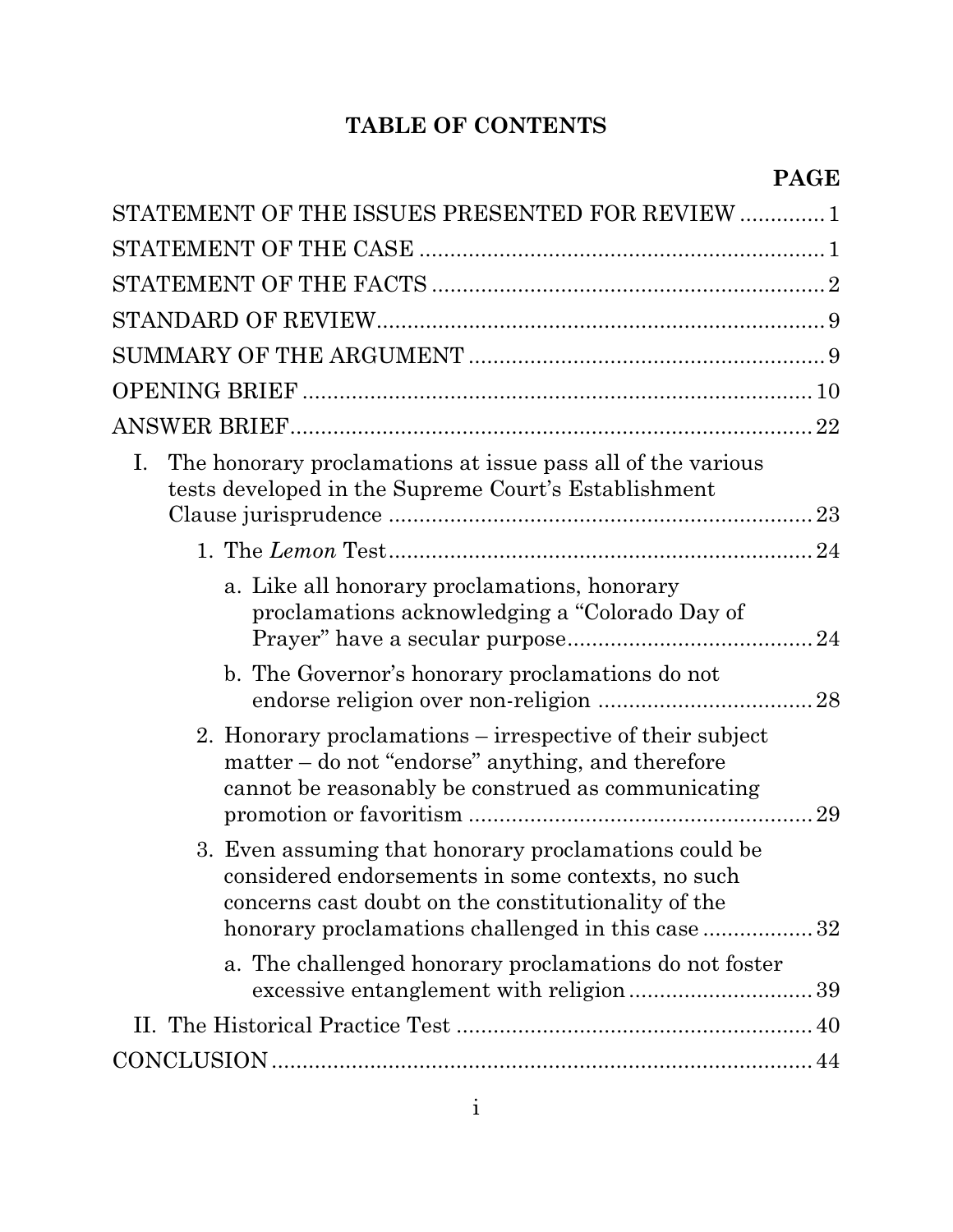# TABLE OF CONTENTS

| | PAGE |
|---|---|
| STATEMENT OF THE ISSUES PRESENTED FOR REVIEW | 1 |
| STATEMENT OF THE CASE | 1 |
| STATEMENT OF THE FACTS | 2 |
| STANDARD OF REVIEW | 9 |
| SUMMARY OF THE ARGUMENT | 9 |
| OPENING BRIEF | 10 |
| ANSWER BRIEF | 22 |
| I. The honorary proclamations at issue pass all of the various tests developed in the Supreme Court's Establishment Clause jurisprudence | 23 |
| 1. The *Lemon* Test | 24 |
| a. Like all honorary proclamations, honorary proclamations acknowledging a "Colorado Day of Prayer" have a secular purpose | 24 |
| b. The Governor's honorary proclamations do not endorse religion over non-religion | 28 |
| 2. Honorary proclamations – irrespective of their subject matter – do not "endorse" anything, and therefore cannot be reasonably be construed as communicating promotion or favoritism | 29 |
| 3. Even assuming that honorary proclamations could be considered endorsements in some contexts, no such concerns cast doubt on the constitutionality of the honorary proclamations challenged in this case | 32 |
| a. The challenged honorary proclamations do not foster excessive entanglement with religion | 39 |
| II. The Historical Practice Test | 40 |
| CONCLUSION | 44 |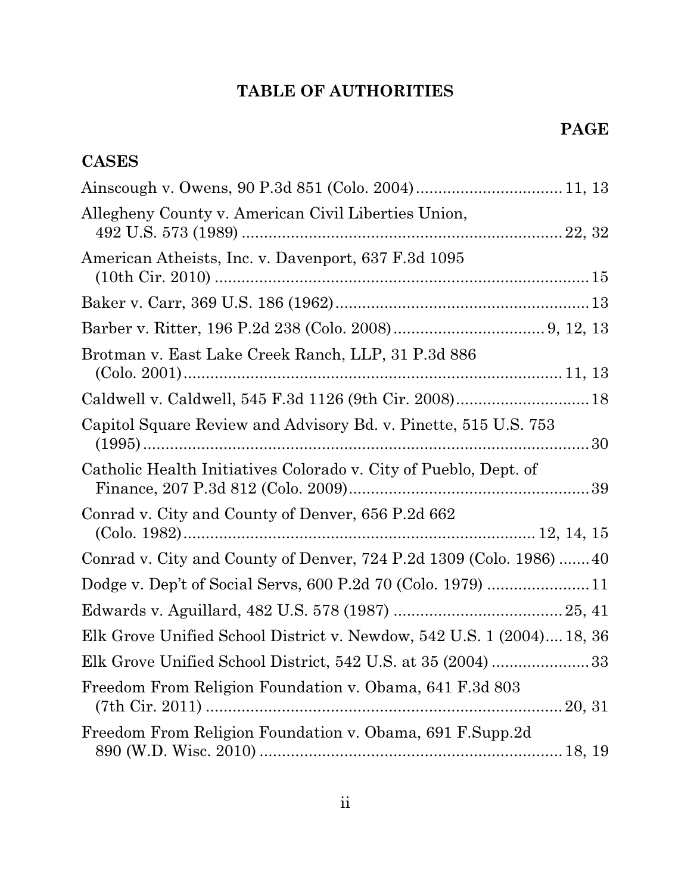# TABLE OF AUTHORITIES

**PAGE**

## CASES

Ainscough v. Owens, 90 P.3d 851 (Colo. 2004) ................................ 11, 13

Allegheny County v. American Civil Liberties Union, 492 U.S. 573 (1989) ..................................................................... 22, 32

American Atheists, Inc. v. Davenport, 637 F.3d 1095 (10th Cir. 2010) .................................................................... 15

Baker v. Carr, 369 U.S. 186 (1962) ......................................................... 13

Barber v. Ritter, 196 P.2d 238 (Colo. 2008) ................................. 9, 12, 13

Brotman v. East Lake Creek Ranch, LLP, 31 P.3d 886 (Colo. 2001) .................................................................................. 11, 13

Caldwell v. Caldwell, 545 F.3d 1126 (9th Cir. 2008) .............................. 18

Capitol Square Review and Advisory Bd. v. Pinette, 515 U.S. 753 (1995) ........................................................................................ 30

Catholic Health Initiatives Colorado v. City of Pueblo, Dept. of Finance, 207 P.3d 812 (Colo. 2009) ..................................................... 39

Conrad v. City and County of Denver, 656 P.2d 662 (Colo. 1982) ........................................................................... 12, 14, 15

Conrad v. City and County of Denver, 724 P.2d 1309 (Colo. 1986) ....... 40

Dodge v. Dep't of Social Servs, 600 P.2d 70 (Colo. 1979) ...................... 11

Edwards v. Aguillard, 482 U.S. 578 (1987) ..................................... 25, 41

Elk Grove Unified School District v. Newdow, 542 U.S. 1 (2004) .... 18, 36

Elk Grove Unified School District, 542 U.S. at 35 (2004) ...................... 33

Freedom From Religion Foundation v. Obama, 641 F.3d 803 (7th Cir. 2011) ............................................................................... 20, 31

Freedom From Religion Foundation v. Obama, 691 F.Supp.2d 890 (W.D. Wisc. 2010) ................................................................... 18, 19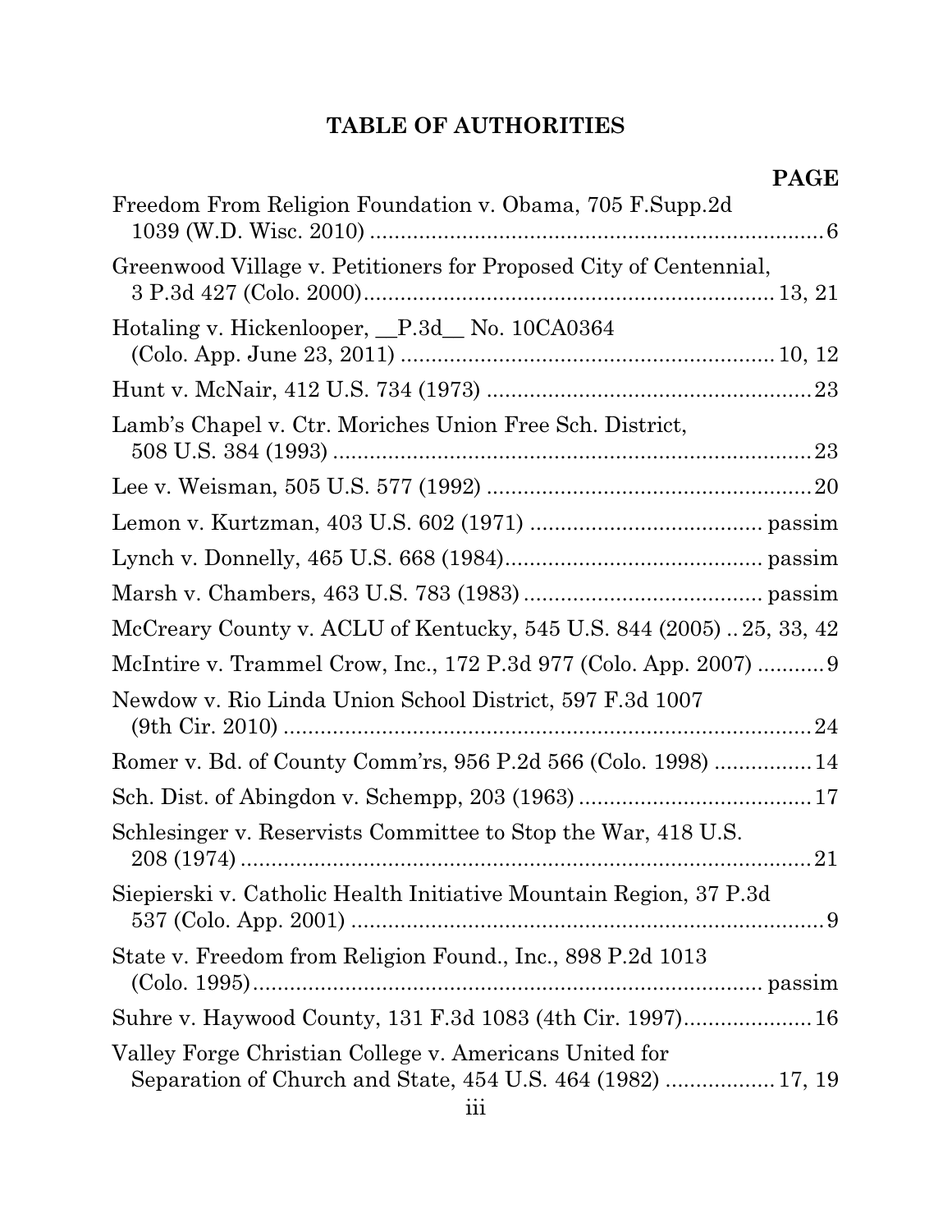## TABLE OF AUTHORITIES

| | PAGE |
|---|---|
| Freedom From Religion Foundation v. Obama, 705 F.Supp.2d 1039 (W.D. Wisc. 2010) | 6 |
| Greenwood Village v. Petitioners for Proposed City of Centennial, 3 P.3d 427 (Colo. 2000) | 13, 21 |
| Hotaling v. Hickenlooper, __P.3d__ No. 10CA0364 (Colo. App. June 23, 2011) | 10, 12 |
| Hunt v. McNair, 412 U.S. 734 (1973) | 23 |
| Lamb's Chapel v. Ctr. Moriches Union Free Sch. District, 508 U.S. 384 (1993) | 23 |
| Lee v. Weisman, 505 U.S. 577 (1992) | 20 |
| Lemon v. Kurtzman, 403 U.S. 602 (1971) | passim |
| Lynch v. Donnelly, 465 U.S. 668 (1984) | passim |
| Marsh v. Chambers, 463 U.S. 783 (1983) | passim |
| McCreary County v. ACLU of Kentucky, 545 U.S. 844 (2005) | 25, 33, 42 |
| McIntire v. Trammel Crow, Inc., 172 P.3d 977 (Colo. App. 2007) | 9 |
| Newdow v. Rio Linda Union School District, 597 F.3d 1007 (9th Cir. 2010) | 24 |
| Romer v. Bd. of County Comm'rs, 956 P.2d 566 (Colo. 1998) | 14 |
| Sch. Dist. of Abingdon v. Schempp, 203 (1963) | 17 |
| Schlesinger v. Reservists Committee to Stop the War, 418 U.S. 208 (1974) | 21 |
| Siepierski v. Catholic Health Initiative Mountain Region, 37 P.3d 537 (Colo. App. 2001) | 9 |
| State v. Freedom from Religion Found., Inc., 898 P.2d 1013 (Colo. 1995) | passim |
| Suhre v. Haywood County, 131 F.3d 1083 (4th Cir. 1997) | 16 |
| Valley Forge Christian College v. Americans United for Separation of Church and State, 454 U.S. 464 (1982) | 17, 19 |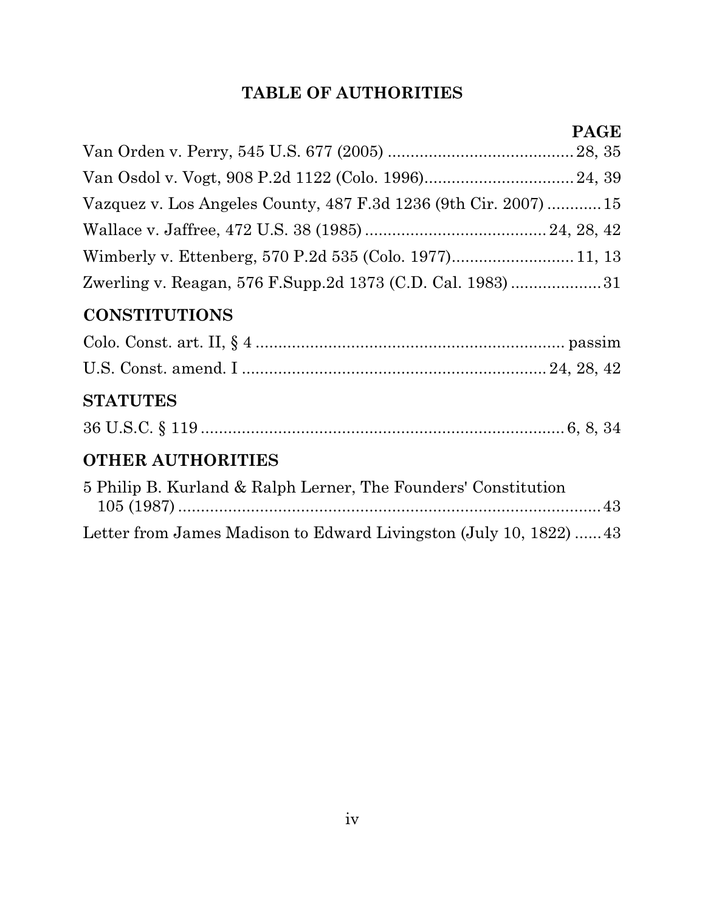## TABLE OF AUTHORITIES

**PAGE**

Van Orden v. Perry, 545 U.S. 677 (2005) .......................................... 28, 35

Van Osdol v. Vogt, 908 P.2d 1122 (Colo. 1996)................................. 24, 39

Vazquez v. Los Angeles County, 487 F.3d 1236 (9th Cir. 2007) ............ 15

Wallace v. Jaffree, 472 U.S. 38 (1985) ........................................ 24, 28, 42

Wimberly v. Ettenberg, 570 P.2d 535 (Colo. 1977)........................... 11, 13

Zwerling v. Reagan, 576 F.Supp.2d 1373 (C.D. Cal. 1983) .................... 31

### CONSTITUTIONS

Colo. Const. art. II, § 4 .................................................................... passim

U.S. Const. amend. I .................................................................... 24, 28, 42

### STATUTES

36 U.S.C. § 119 ................................................................................ 6, 8, 34

### OTHER AUTHORITIES

5 Philip B. Kurland & Ralph Lerner, The Founders' Constitution 105 (1987) ............................................................................................... 43

Letter from James Madison to Edward Livingston (July 10, 1822) ...... 43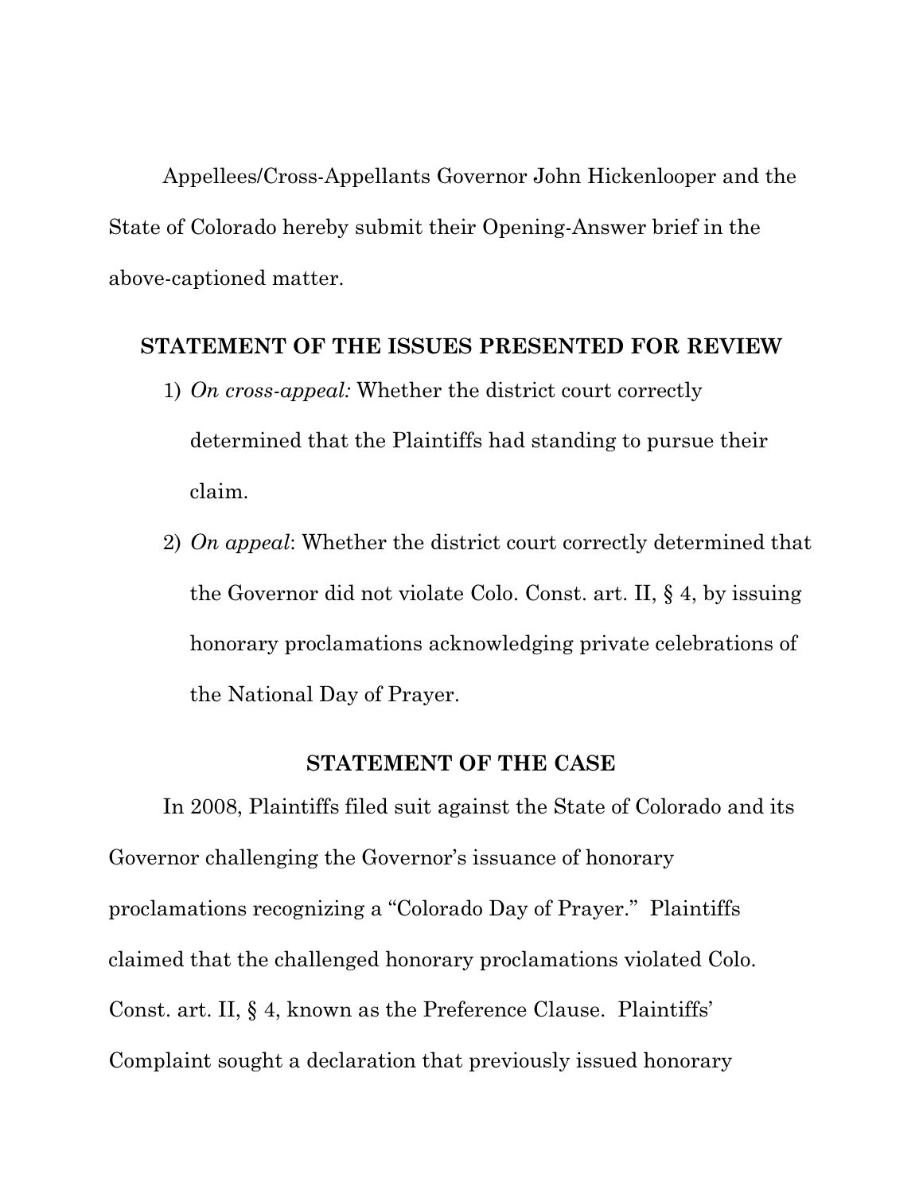Appellees/Cross-Appellants Governor John Hickenlooper and the State of Colorado hereby submit their Opening-Answer brief in the above-captioned matter.

## STATEMENT OF THE ISSUES PRESENTED FOR REVIEW

1) *On cross-appeal:* Whether the district court correctly determined that the Plaintiffs had standing to pursue their claim.
2) *On appeal*: Whether the district court correctly determined that the Governor did not violate Colo. Const. art. II, § 4, by issuing honorary proclamations acknowledging private celebrations of the National Day of Prayer.

## STATEMENT OF THE CASE

In 2008, Plaintiffs filed suit against the State of Colorado and its Governor challenging the Governor's issuance of honorary proclamations recognizing a "Colorado Day of Prayer." Plaintiffs claimed that the challenged honorary proclamations violated Colo. Const. art. II, § 4, known as the Preference Clause. Plaintiffs' Complaint sought a declaration that previously issued honorary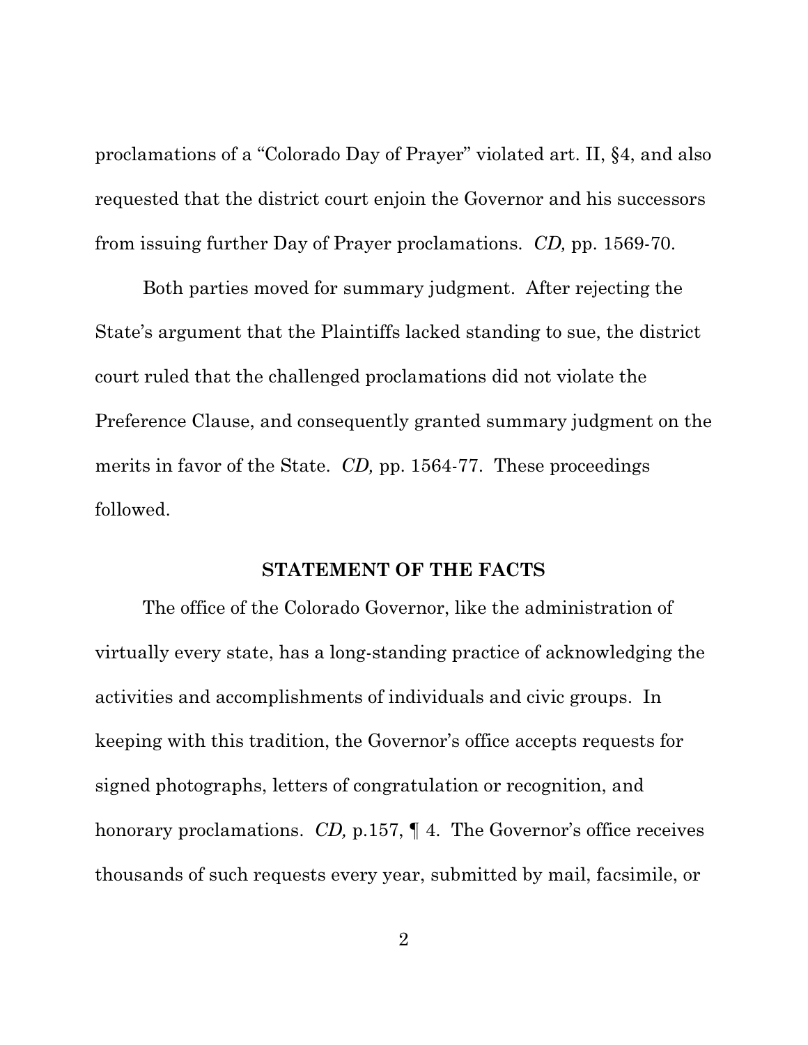proclamations of a "Colorado Day of Prayer" violated art. II, §4, and also requested that the district court enjoin the Governor and his successors from issuing further Day of Prayer proclamations. *CD,* pp. 1569-70.

Both parties moved for summary judgment. After rejecting the State's argument that the Plaintiffs lacked standing to sue, the district court ruled that the challenged proclamations did not violate the Preference Clause, and consequently granted summary judgment on the merits in favor of the State. *CD,* pp. 1564-77. These proceedings followed.

## STATEMENT OF THE FACTS

The office of the Colorado Governor, like the administration of virtually every state, has a long-standing practice of acknowledging the activities and accomplishments of individuals and civic groups. In keeping with this tradition, the Governor's office accepts requests for signed photographs, letters of congratulation or recognition, and honorary proclamations. *CD,* p.157, ¶ 4. The Governor's office receives thousands of such requests every year, submitted by mail, facsimile, or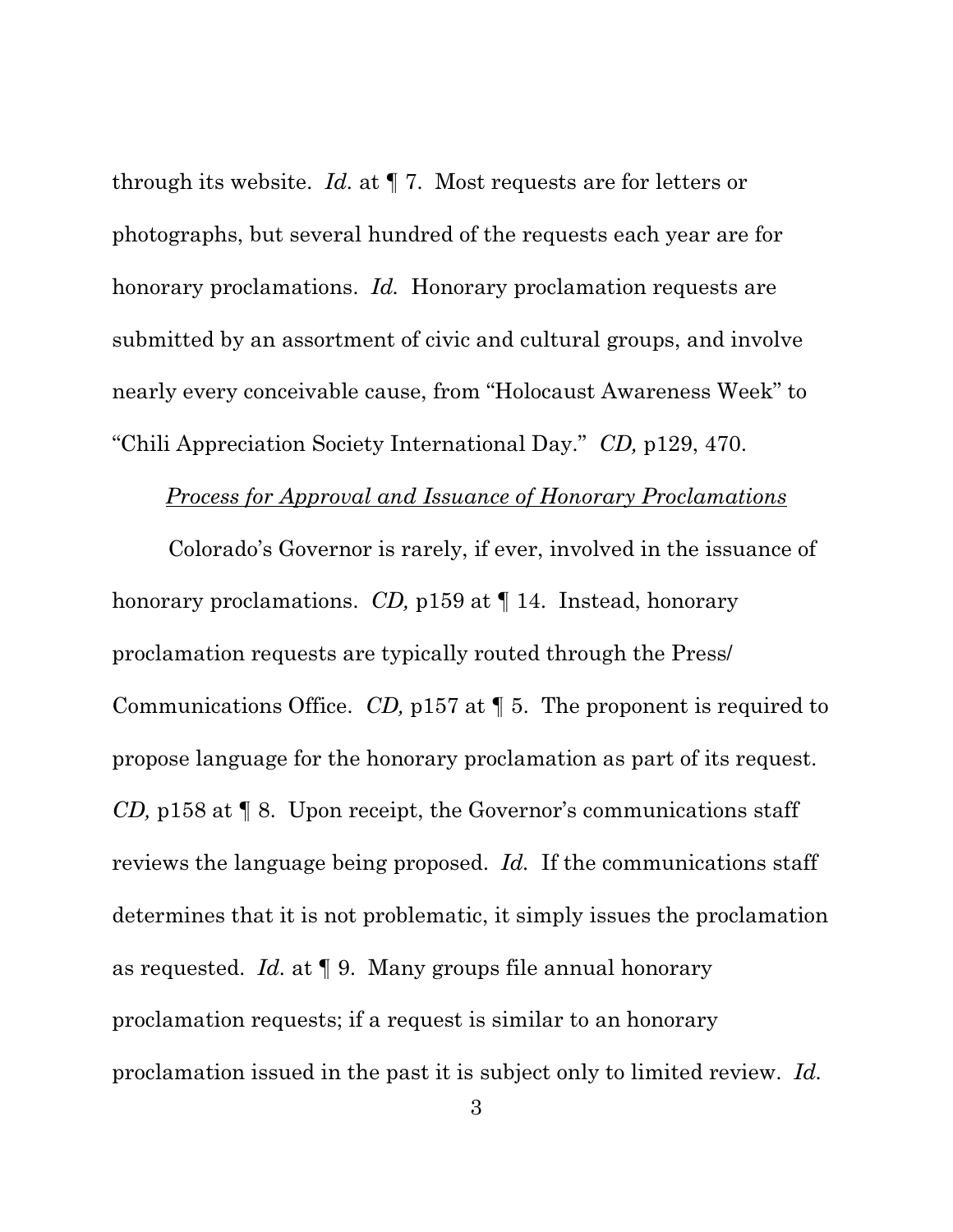through its website. *Id.* at ¶ 7. Most requests are for letters or photographs, but several hundred of the requests each year are for honorary proclamations. *Id.* Honorary proclamation requests are submitted by an assortment of civic and cultural groups, and involve nearly every conceivable cause, from "Holocaust Awareness Week" to "Chili Appreciation Society International Day." *CD,* p129, 470.

*Process for Approval and Issuance of Honorary Proclamations*

Colorado's Governor is rarely, if ever, involved in the issuance of honorary proclamations. *CD,* p159 at ¶ 14. Instead, honorary proclamation requests are typically routed through the Press/ Communications Office. *CD,* p157 at ¶ 5. The proponent is required to propose language for the honorary proclamation as part of its request. *CD,* p158 at ¶ 8. Upon receipt, the Governor's communications staff reviews the language being proposed. *Id.* If the communications staff determines that it is not problematic, it simply issues the proclamation as requested. *Id.* at ¶ 9. Many groups file annual honorary proclamation requests; if a request is similar to an honorary proclamation issued in the past it is subject only to limited review. *Id.*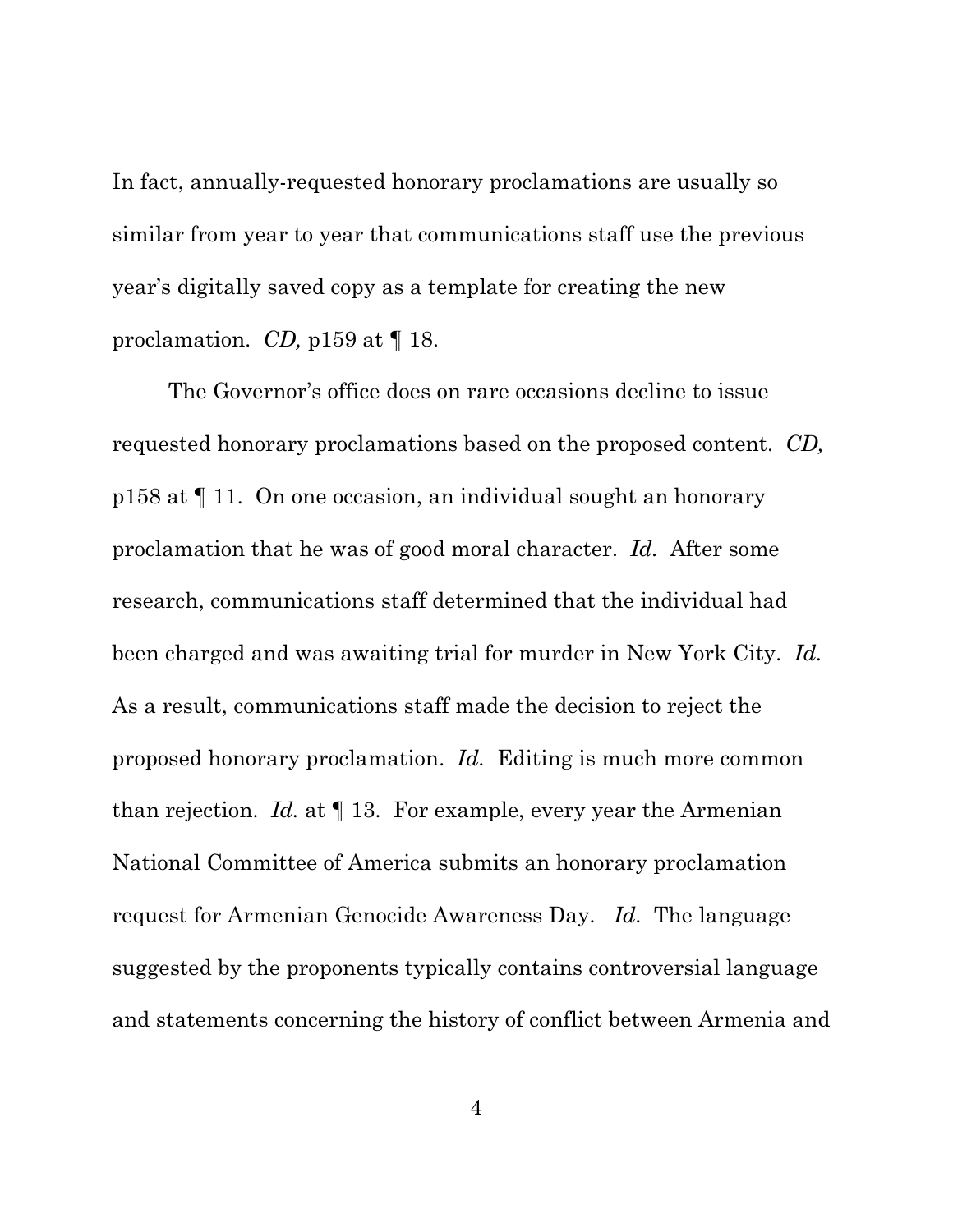In fact, annually-requested honorary proclamations are usually so similar from year to year that communications staff use the previous year's digitally saved copy as a template for creating the new proclamation. *CD,* p159 at ¶ 18.

The Governor's office does on rare occasions decline to issue requested honorary proclamations based on the proposed content. *CD,* p158 at ¶ 11. On one occasion, an individual sought an honorary proclamation that he was of good moral character. *Id.* After some research, communications staff determined that the individual had been charged and was awaiting trial for murder in New York City. *Id.* As a result, communications staff made the decision to reject the proposed honorary proclamation. *Id.* Editing is much more common than rejection. *Id.* at ¶ 13. For example, every year the Armenian National Committee of America submits an honorary proclamation request for Armenian Genocide Awareness Day. *Id.* The language suggested by the proponents typically contains controversial language and statements concerning the history of conflict between Armenia and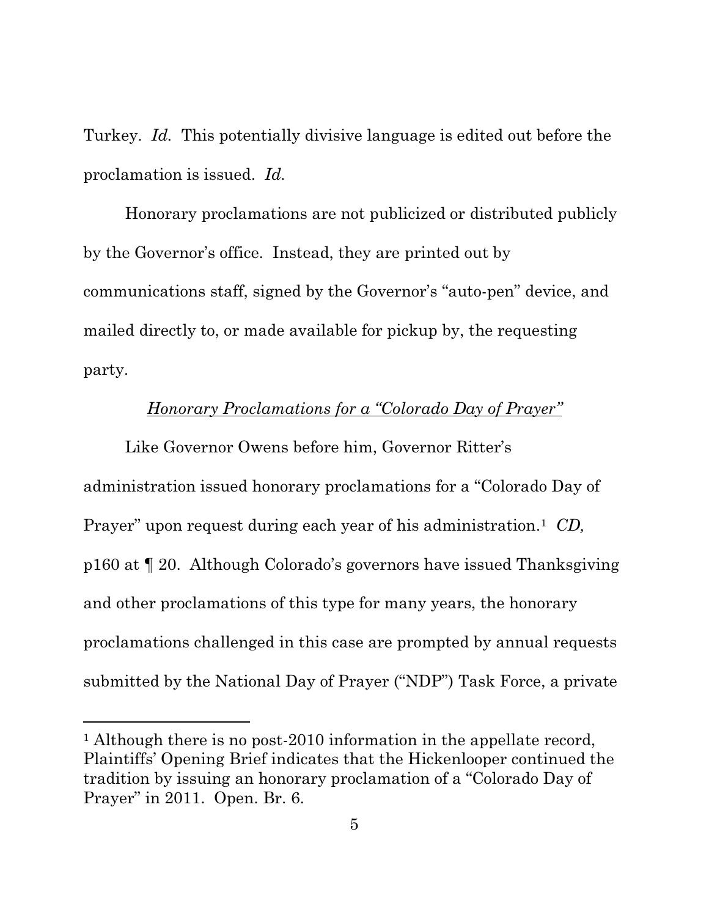Turkey. *Id.* This potentially divisive language is edited out before the proclamation is issued. *Id.*

Honorary proclamations are not publicized or distributed publicly by the Governor's office. Instead, they are printed out by communications staff, signed by the Governor's "auto-pen" device, and mailed directly to, or made available for pickup by, the requesting party.

*<u>Honorary Proclamations for a "Colorado Day of Prayer"</u>*

Like Governor Owens before him, Governor Ritter's administration issued honorary proclamations for a "Colorado Day of Prayer" upon request during each year of his administration.[1] *CD,* p160 at ¶ 20. Although Colorado's governors have issued Thanksgiving and other proclamations of this type for many years, the honorary proclamations challenged in this case are prompted by annual requests submitted by the National Day of Prayer ("NDP") Task Force, a private

---

[1] Although there is no post-2010 information in the appellate record, Plaintiffs' Opening Brief indicates that the Hickenlooper continued the tradition by issuing an honorary proclamation of a "Colorado Day of Prayer" in 2011. Open. Br. 6.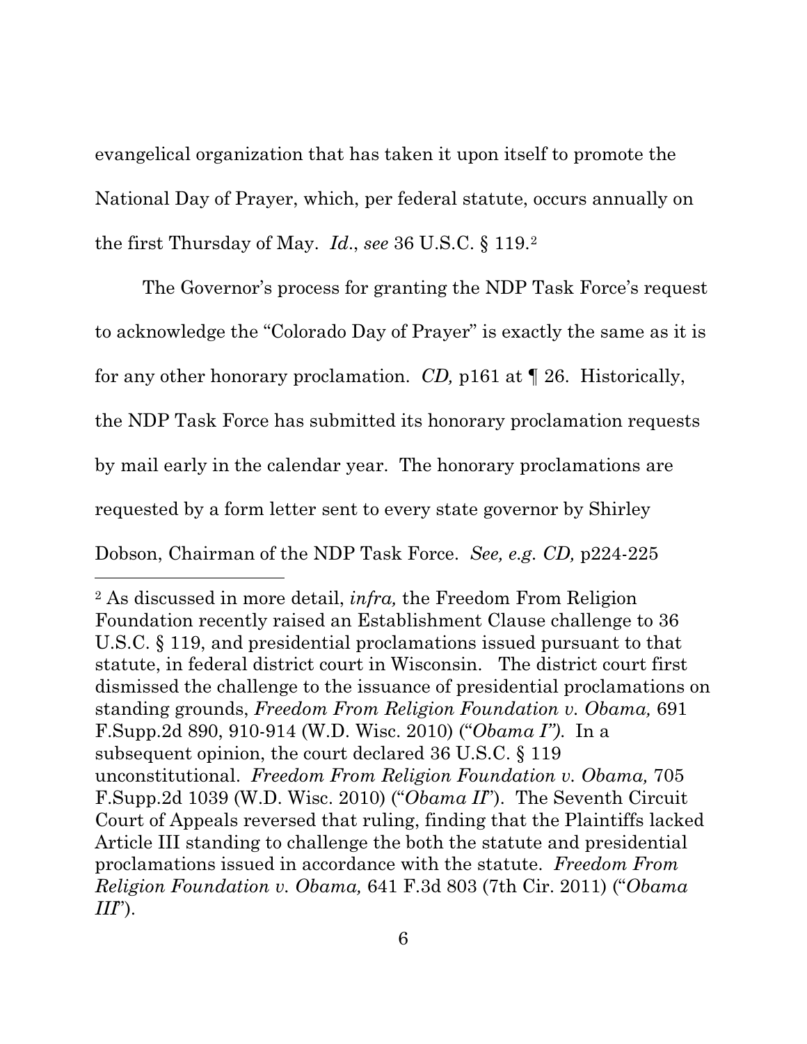evangelical organization that has taken it upon itself to promote the National Day of Prayer, which, per federal statute, occurs annually on the first Thursday of May. *Id*., *see* 36 U.S.C. § 119.[2]

The Governor's process for granting the NDP Task Force's request to acknowledge the "Colorado Day of Prayer" is exactly the same as it is for any other honorary proclamation. *CD,* p161 at ¶ 26. Historically, the NDP Task Force has submitted its honorary proclamation requests by mail early in the calendar year. The honorary proclamations are requested by a form letter sent to every state governor by Shirley Dobson, Chairman of the NDP Task Force. *See, e.g. CD,* p224-225

---

[2] As discussed in more detail, *infra,* the Freedom From Religion Foundation recently raised an Establishment Clause challenge to 36 U.S.C. § 119, and presidential proclamations issued pursuant to that statute, in federal district court in Wisconsin. The district court first dismissed the challenge to the issuance of presidential proclamations on standing grounds, *Freedom From Religion Foundation v. Obama,* 691 F.Supp.2d 890, 910-914 (W.D. Wisc. 2010) ("*Obama I")*. In a subsequent opinion, the court declared 36 U.S.C. § 119 unconstitutional. *Freedom From Religion Foundation v. Obama,* 705 F.Supp.2d 1039 (W.D. Wisc. 2010) ("*Obama II*"). The Seventh Circuit Court of Appeals reversed that ruling, finding that the Plaintiffs lacked Article III standing to challenge the both the statute and presidential proclamations issued in accordance with the statute. *Freedom From Religion Foundation v. Obama,* 641 F.3d 803 (7th Cir. 2011) ("*Obama III*").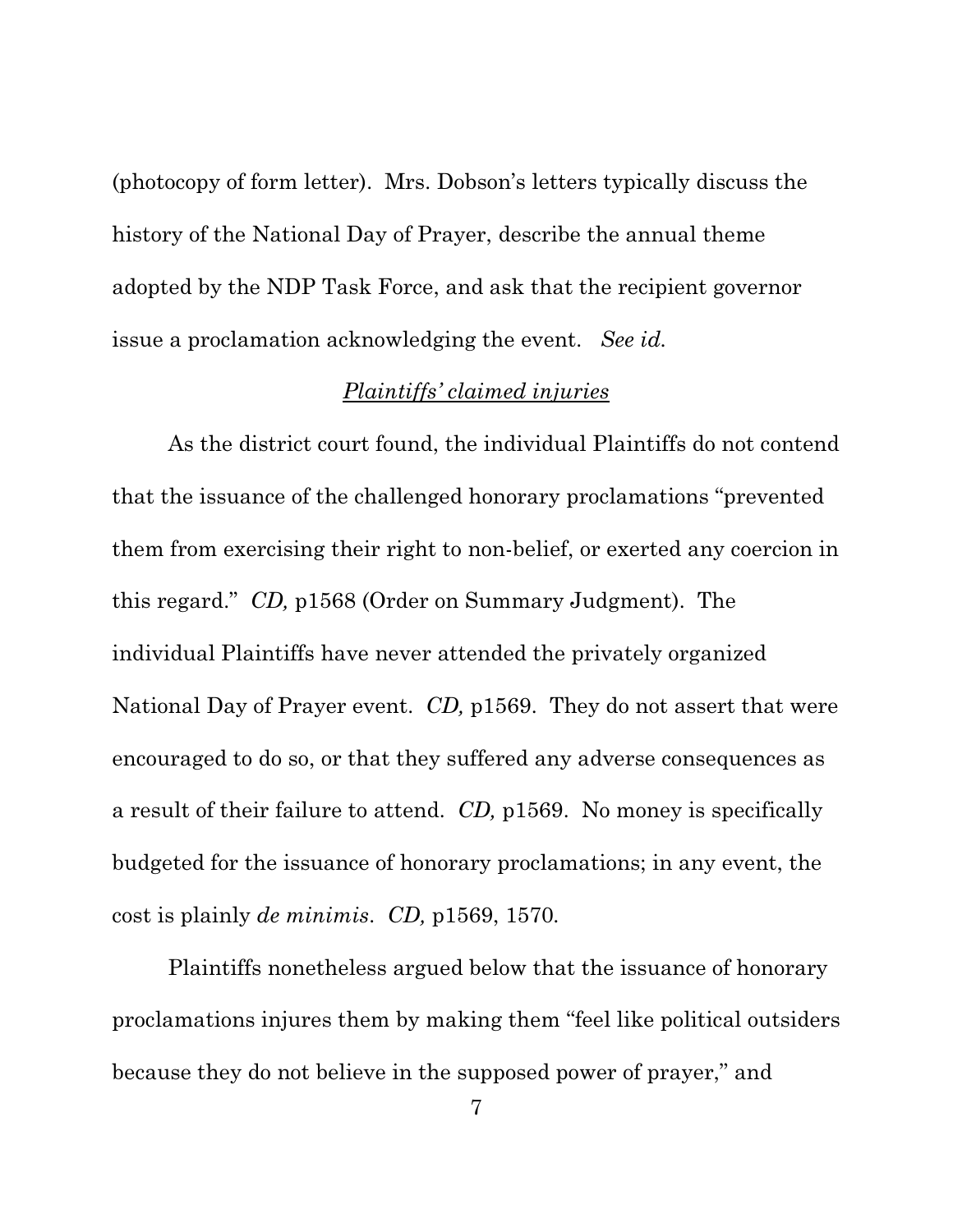(photocopy of form letter). Mrs. Dobson's letters typically discuss the history of the National Day of Prayer, describe the annual theme adopted by the NDP Task Force, and ask that the recipient governor issue a proclamation acknowledging the event. *See id.*

*Plaintiffs' claimed injuries*

As the district court found, the individual Plaintiffs do not contend that the issuance of the challenged honorary proclamations "prevented them from exercising their right to non-belief, or exerted any coercion in this regard." *CD,* p1568 (Order on Summary Judgment). The individual Plaintiffs have never attended the privately organized National Day of Prayer event. *CD,* p1569. They do not assert that were encouraged to do so, or that they suffered any adverse consequences as a result of their failure to attend. *CD,* p1569. No money is specifically budgeted for the issuance of honorary proclamations; in any event, the cost is plainly *de minimis*. *CD,* p1569, 1570.

Plaintiffs nonetheless argued below that the issuance of honorary proclamations injures them by making them "feel like political outsiders because they do not believe in the supposed power of prayer," and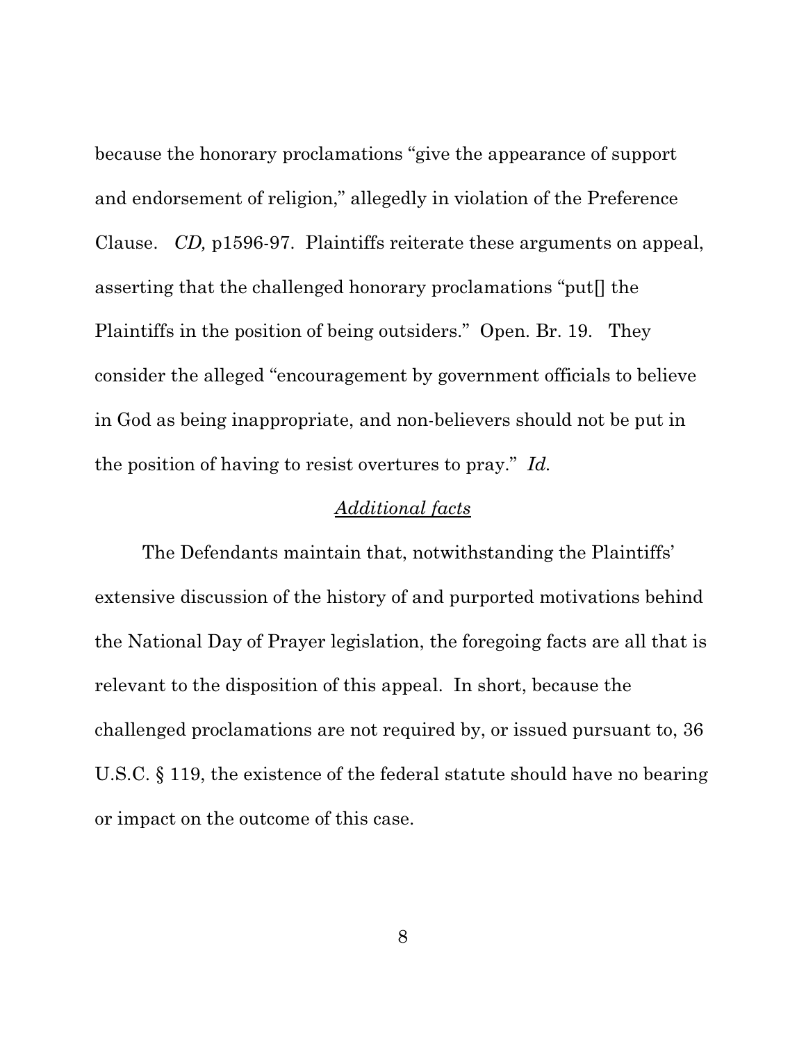because the honorary proclamations "give the appearance of support and endorsement of religion," allegedly in violation of the Preference Clause. *CD,* p1596-97. Plaintiffs reiterate these arguments on appeal, asserting that the challenged honorary proclamations "put[] the Plaintiffs in the position of being outsiders." Open. Br. 19. They consider the alleged "encouragement by government officials to believe in God as being inappropriate, and non-believers should not be put in the position of having to resist overtures to pray." *Id.*

## <u>*Additional facts*</u>

The Defendants maintain that, notwithstanding the Plaintiffs' extensive discussion of the history of and purported motivations behind the National Day of Prayer legislation, the foregoing facts are all that is relevant to the disposition of this appeal. In short, because the challenged proclamations are not required by, or issued pursuant to, 36 U.S.C. § 119, the existence of the federal statute should have no bearing or impact on the outcome of this case.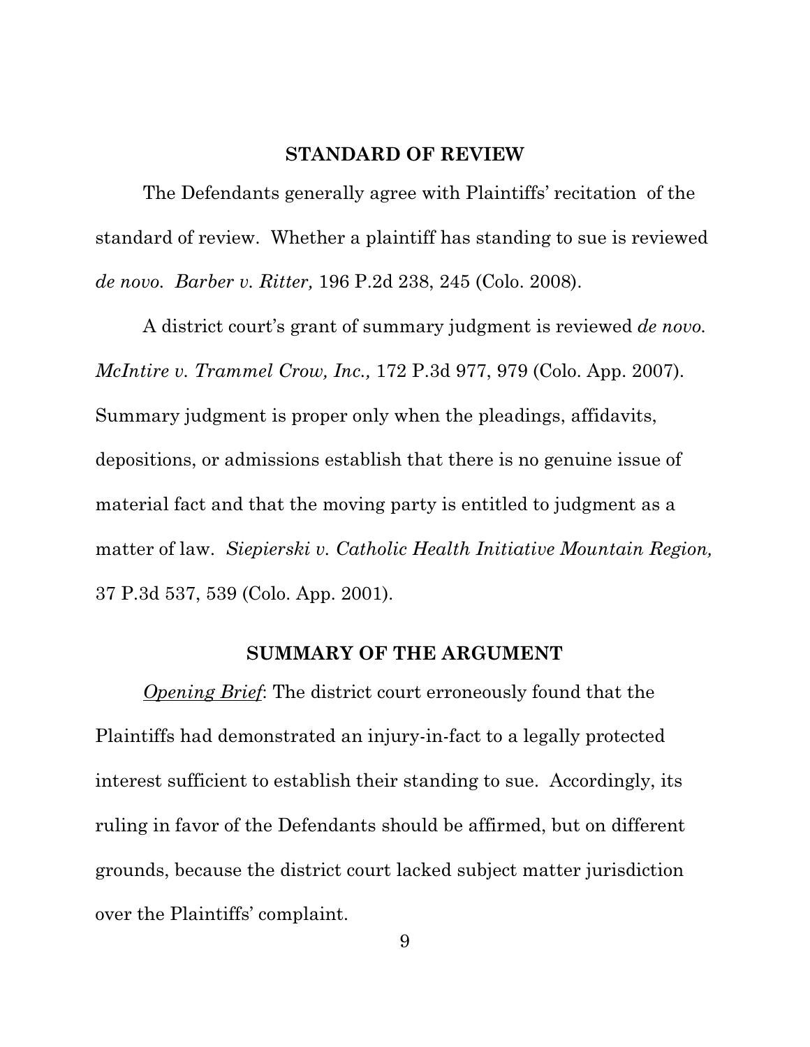## STANDARD OF REVIEW

The Defendants generally agree with Plaintiffs' recitation of the standard of review. Whether a plaintiff has standing to sue is reviewed *de novo. Barber v. Ritter,* 196 P.2d 238, 245 (Colo. 2008).

A district court's grant of summary judgment is reviewed *de novo. McIntire v. Trammel Crow, Inc.,* 172 P.3d 977, 979 (Colo. App. 2007). Summary judgment is proper only when the pleadings, affidavits, depositions, or admissions establish that there is no genuine issue of material fact and that the moving party is entitled to judgment as a matter of law. *Siepierski v. Catholic Health Initiative Mountain Region,* 37 P.3d 537, 539 (Colo. App. 2001).

## SUMMARY OF THE ARGUMENT

*Opening Brief*: The district court erroneously found that the Plaintiffs had demonstrated an injury-in-fact to a legally protected interest sufficient to establish their standing to sue. Accordingly, its ruling in favor of the Defendants should be affirmed, but on different grounds, because the district court lacked subject matter jurisdiction over the Plaintiffs' complaint.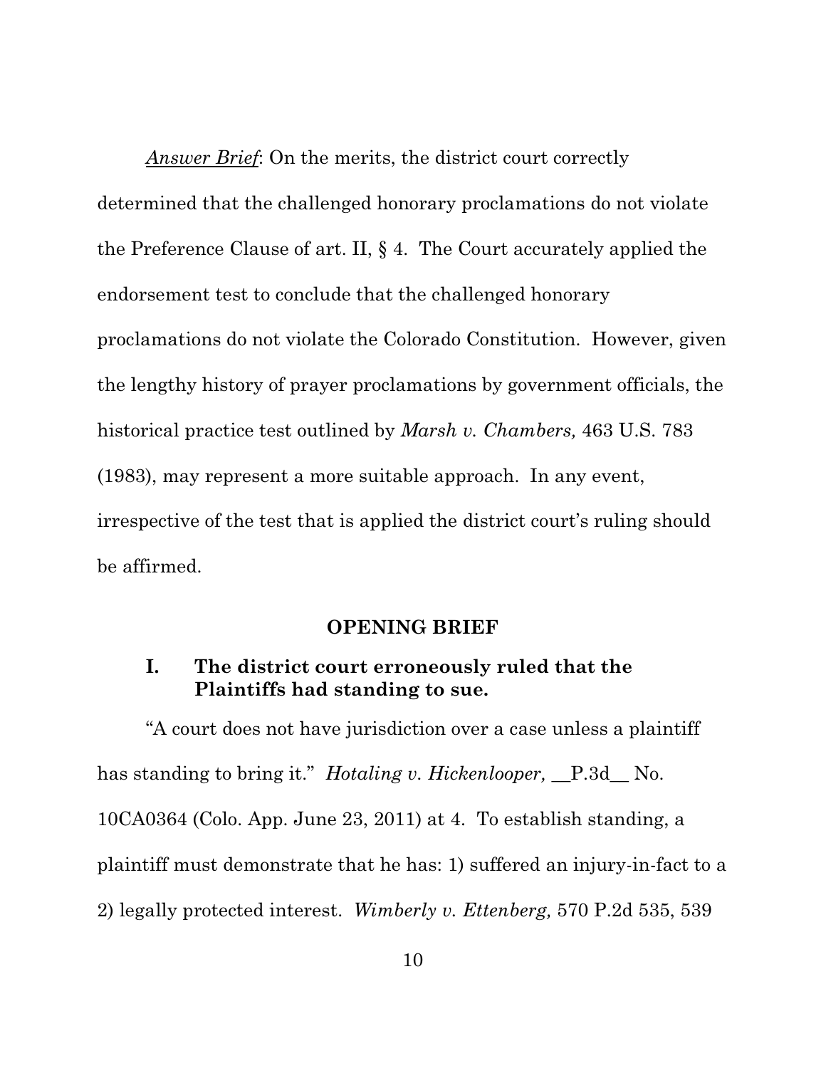*Answer Brief*: On the merits, the district court correctly determined that the challenged honorary proclamations do not violate the Preference Clause of art. II, § 4. The Court accurately applied the endorsement test to conclude that the challenged honorary proclamations do not violate the Colorado Constitution. However, given the lengthy history of prayer proclamations by government officials, the historical practice test outlined by *Marsh v. Chambers,* 463 U.S. 783 (1983), may represent a more suitable approach. In any event, irrespective of the test that is applied the district court's ruling should be affirmed.

## OPENING BRIEF

### I. The district court erroneously ruled that the Plaintiffs had standing to sue.

"A court does not have jurisdiction over a case unless a plaintiff has standing to bring it." *Hotaling v. Hickenlooper,* __P.3d__ No. 10CA0364 (Colo. App. June 23, 2011) at 4. To establish standing, a plaintiff must demonstrate that he has: 1) suffered an injury-in-fact to a 2) legally protected interest. *Wimberly v. Ettenberg,* 570 P.2d 535, 539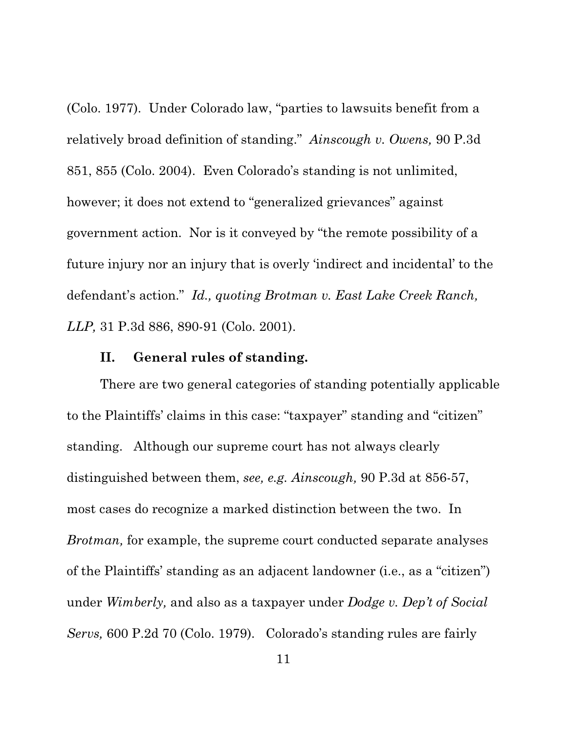(Colo. 1977). Under Colorado law, "parties to lawsuits benefit from a relatively broad definition of standing." *Ainscough v. Owens,* 90 P.3d 851, 855 (Colo. 2004). Even Colorado's standing is not unlimited, however; it does not extend to "generalized grievances" against government action. Nor is it conveyed by "the remote possibility of a future injury nor an injury that is overly 'indirect and incidental' to the defendant's action." *Id., quoting Brotman v. East Lake Creek Ranch, LLP,* 31 P.3d 886, 890-91 (Colo. 2001).

## II. General rules of standing.

There are two general categories of standing potentially applicable to the Plaintiffs' claims in this case: "taxpayer" standing and "citizen" standing. Although our supreme court has not always clearly distinguished between them, *see, e.g. Ainscough,* 90 P.3d at 856-57, most cases do recognize a marked distinction between the two. In *Brotman,* for example, the supreme court conducted separate analyses of the Plaintiffs' standing as an adjacent landowner (i.e., as a "citizen") under *Wimberly,* and also as a taxpayer under *Dodge v. Dep't of Social Servs,* 600 P.2d 70 (Colo. 1979). Colorado's standing rules are fairly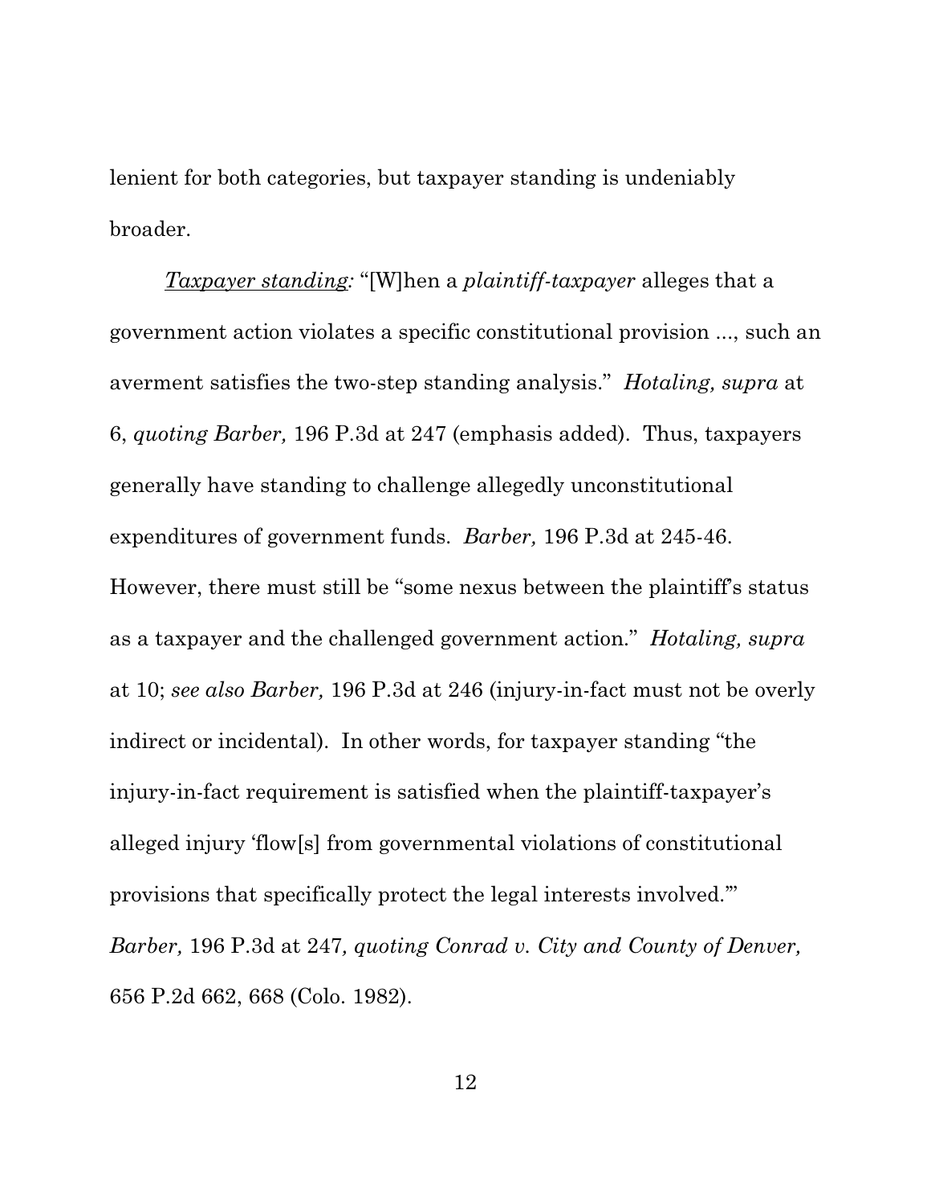lenient for both categories, but taxpayer standing is undeniably broader.

*Taxpayer standing:* "[W]hen a *plaintiff-taxpayer* alleges that a government action violates a specific constitutional provision ..., such an averment satisfies the two-step standing analysis." *Hotaling, supra* at 6, *quoting Barber,* 196 P.3d at 247 (emphasis added). Thus, taxpayers generally have standing to challenge allegedly unconstitutional expenditures of government funds. *Barber,* 196 P.3d at 245-46. However, there must still be "some nexus between the plaintiff's status as a taxpayer and the challenged government action." *Hotaling, supra* at 10; *see also Barber,* 196 P.3d at 246 (injury-in-fact must not be overly indirect or incidental). In other words, for taxpayer standing "the injury-in-fact requirement is satisfied when the plaintiff-taxpayer's alleged injury 'flow[s] from governmental violations of constitutional provisions that specifically protect the legal interests involved.'" *Barber,* 196 P.3d at 247*, quoting Conrad v. City and County of Denver,* 656 P.2d 662, 668 (Colo. 1982).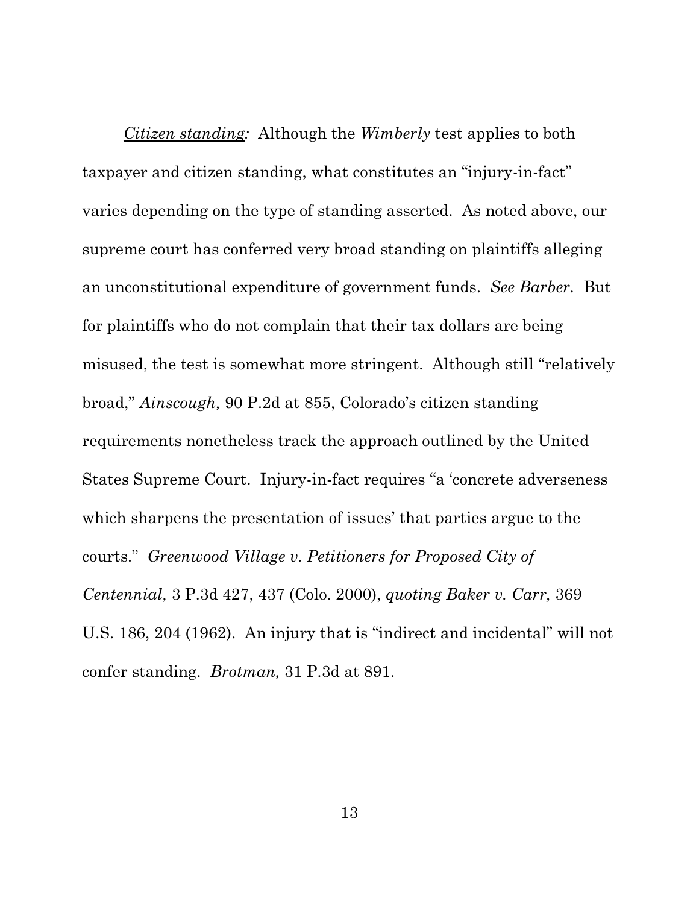<u>*Citizen standing:*</u> Although the *Wimberly* test applies to both taxpayer and citizen standing, what constitutes an "injury-in-fact" varies depending on the type of standing asserted. As noted above, our supreme court has conferred very broad standing on plaintiffs alleging an unconstitutional expenditure of government funds. *See Barber.* But for plaintiffs who do not complain that their tax dollars are being misused, the test is somewhat more stringent. Although still "relatively broad," *Ainscough,* 90 P.2d at 855, Colorado's citizen standing requirements nonetheless track the approach outlined by the United States Supreme Court. Injury-in-fact requires "a 'concrete adverseness which sharpens the presentation of issues' that parties argue to the courts." *Greenwood Village v. Petitioners for Proposed City of Centennial,* 3 P.3d 427, 437 (Colo. 2000), *quoting Baker v. Carr,* 369 U.S. 186, 204 (1962). An injury that is "indirect and incidental" will not confer standing. *Brotman,* 31 P.3d at 891.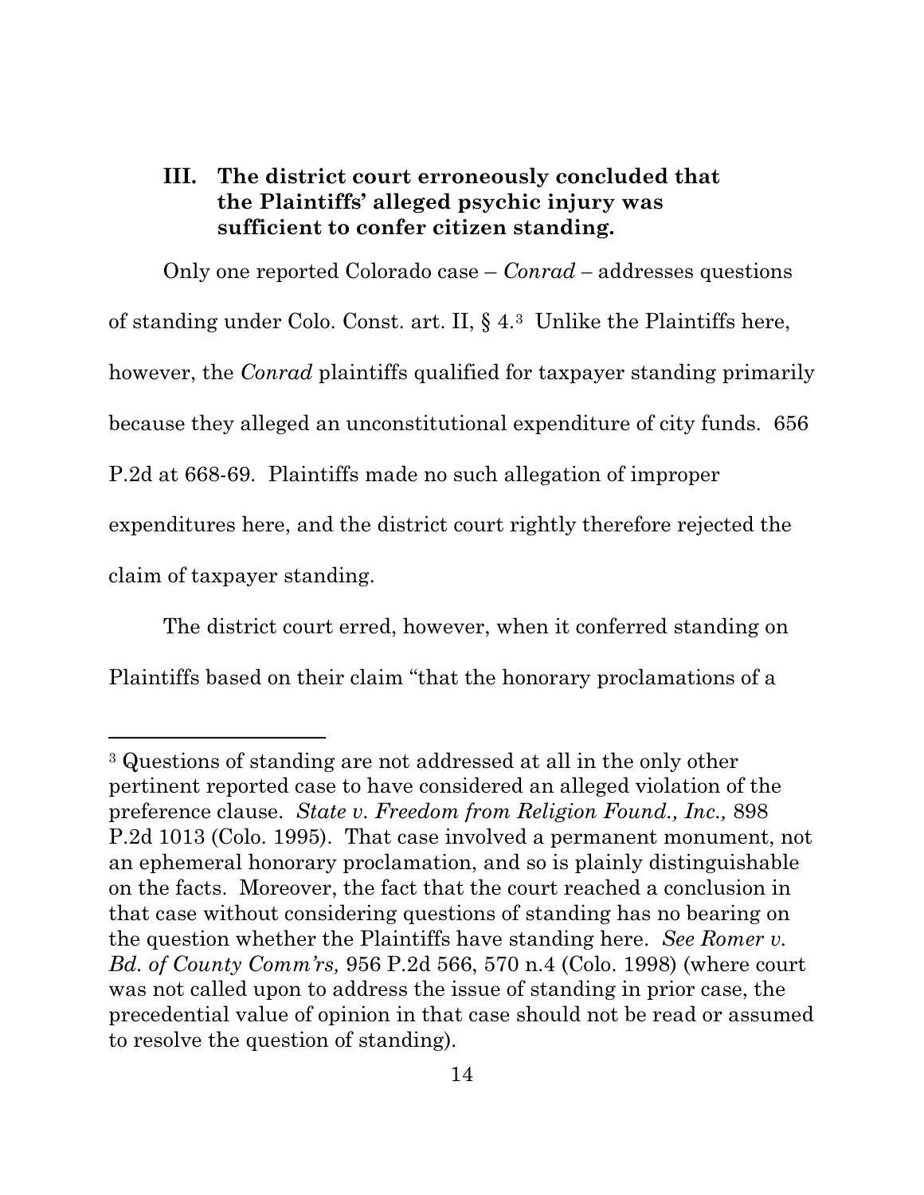### III. The district court erroneously concluded that the Plaintiffs' alleged psychic injury was sufficient to confer citizen standing.

Only one reported Colorado case – *Conrad* – addresses questions of standing under Colo. Const. art. II, § 4.[3] Unlike the Plaintiffs here, however, the *Conrad* plaintiffs qualified for taxpayer standing primarily because they alleged an unconstitutional expenditure of city funds. 656 P.2d at 668-69. Plaintiffs made no such allegation of improper expenditures here, and the district court rightly therefore rejected the claim of taxpayer standing.

The district court erred, however, when it conferred standing on Plaintiffs based on their claim "that the honorary proclamations of a

---

[3] Questions of standing are not addressed at all in the only other pertinent reported case to have considered an alleged violation of the preference clause. *State v. Freedom from Religion Found., Inc.,* 898 P.2d 1013 (Colo. 1995). That case involved a permanent monument, not an ephemeral honorary proclamation, and so is plainly distinguishable on the facts. Moreover, the fact that the court reached a conclusion in that case without considering questions of standing has no bearing on the question whether the Plaintiffs have standing here. *See Romer v. Bd. of County Comm'rs,* 956 P.2d 566, 570 n.4 (Colo. 1998) (where court was not called upon to address the issue of standing in prior case, the precedential value of opinion in that case should not be read or assumed to resolve the question of standing).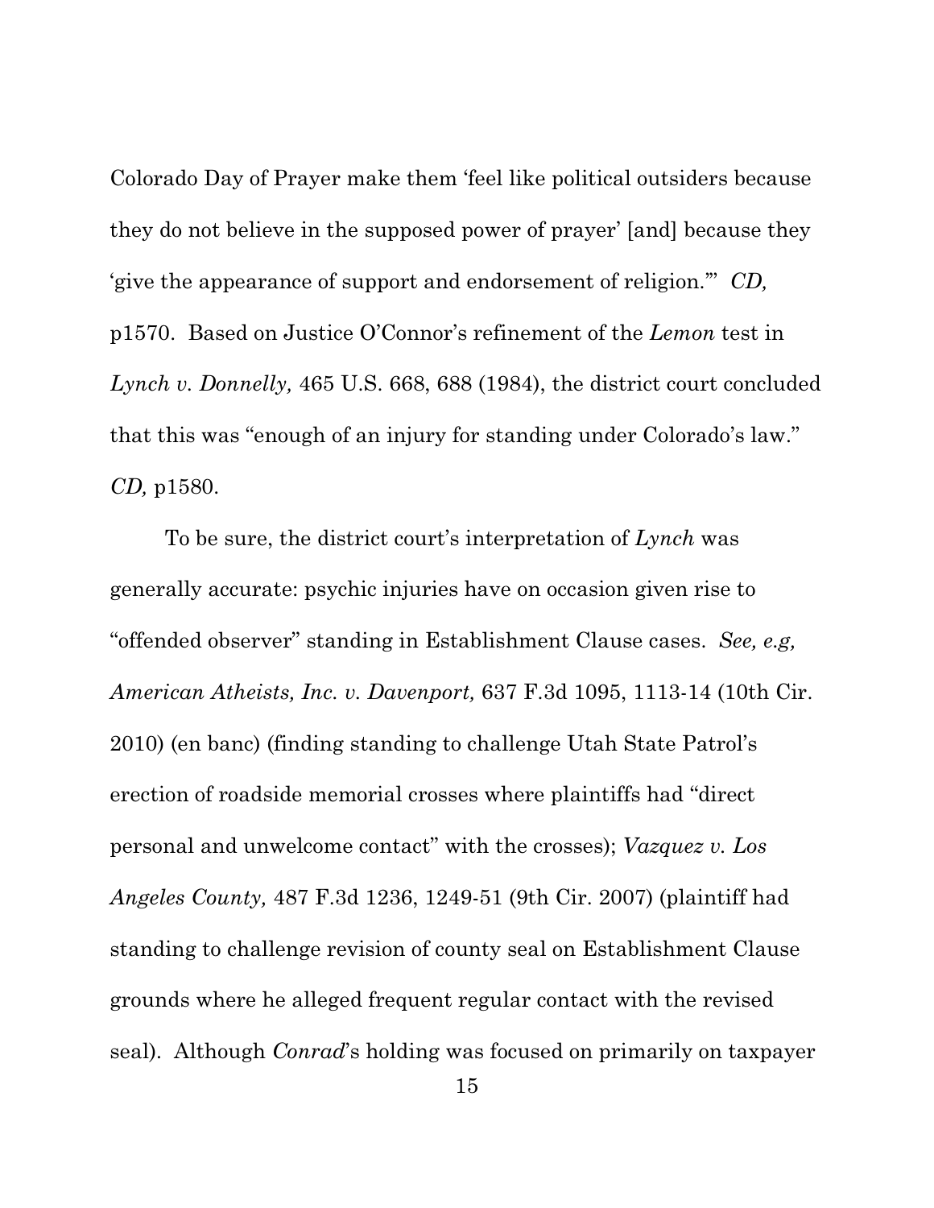Colorado Day of Prayer make them 'feel like political outsiders because they do not believe in the supposed power of prayer' [and] because they 'give the appearance of support and endorsement of religion.'" *CD,* p1570. Based on Justice O'Connor's refinement of the *Lemon* test in *Lynch v. Donnelly,* 465 U.S. 668, 688 (1984), the district court concluded that this was "enough of an injury for standing under Colorado's law." *CD,* p1580.

To be sure, the district court's interpretation of *Lynch* was generally accurate: psychic injuries have on occasion given rise to "offended observer" standing in Establishment Clause cases. *See, e.g, American Atheists, Inc. v. Davenport,* 637 F.3d 1095, 1113-14 (10th Cir. 2010) (en banc) (finding standing to challenge Utah State Patrol's erection of roadside memorial crosses where plaintiffs had "direct personal and unwelcome contact" with the crosses); *Vazquez v. Los Angeles County,* 487 F.3d 1236, 1249-51 (9th Cir. 2007) (plaintiff had standing to challenge revision of county seal on Establishment Clause grounds where he alleged frequent regular contact with the revised seal). Although *Conrad*'s holding was focused on primarily on taxpayer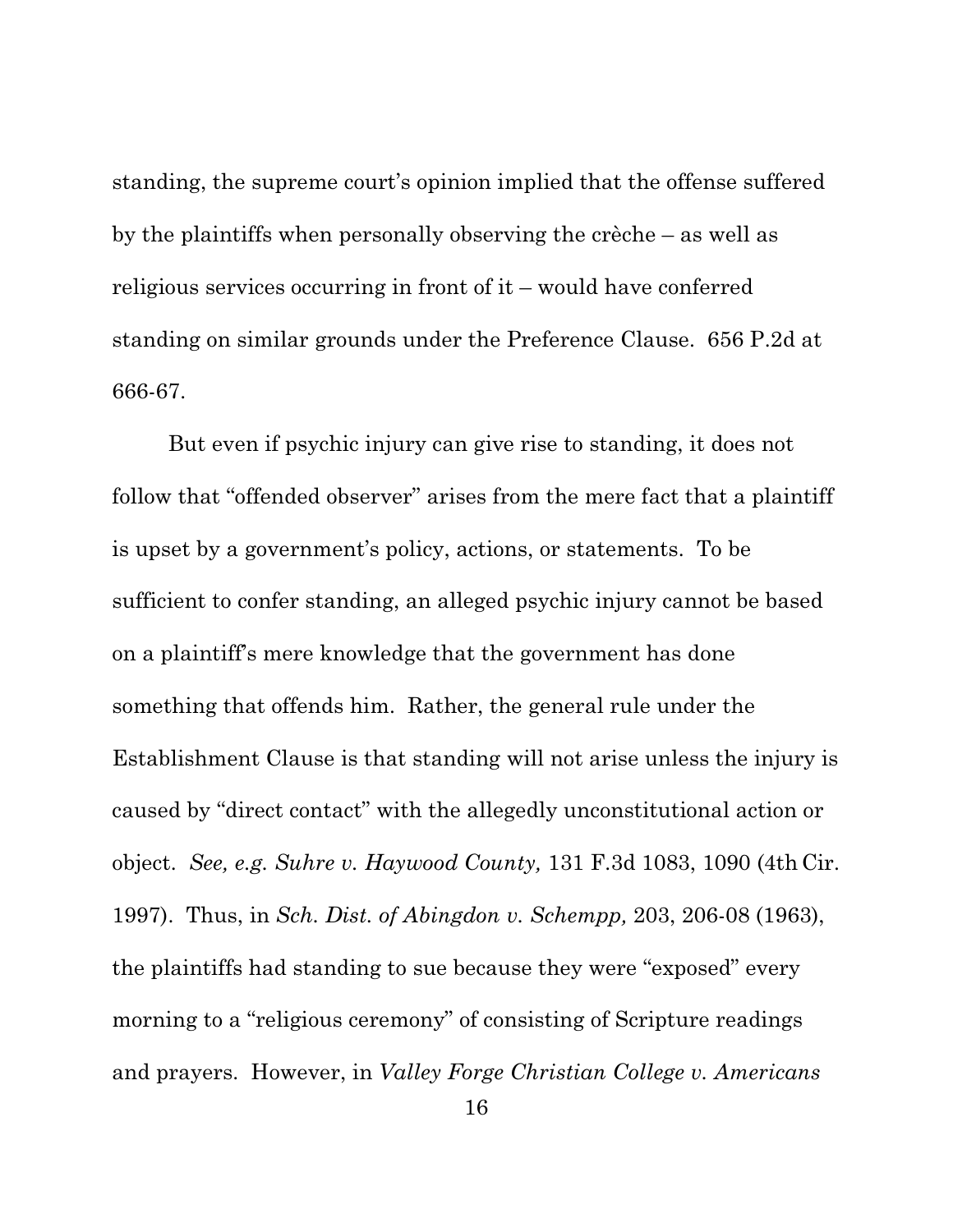standing, the supreme court's opinion implied that the offense suffered by the plaintiffs when personally observing the crèche – as well as religious services occurring in front of it – would have conferred standing on similar grounds under the Preference Clause. 656 P.2d at 666-67.

But even if psychic injury can give rise to standing, it does not follow that "offended observer" arises from the mere fact that a plaintiff is upset by a government's policy, actions, or statements. To be sufficient to confer standing, an alleged psychic injury cannot be based on a plaintiff's mere knowledge that the government has done something that offends him. Rather, the general rule under the Establishment Clause is that standing will not arise unless the injury is caused by "direct contact" with the allegedly unconstitutional action or object. *See, e.g. Suhre v. Haywood County,* 131 F.3d 1083, 1090 (4th Cir. 1997). Thus, in *Sch. Dist. of Abingdon v. Schempp,* 203, 206-08 (1963), the plaintiffs had standing to sue because they were "exposed" every morning to a "religious ceremony" of consisting of Scripture readings and prayers. However, in *Valley Forge Christian College v. Americans*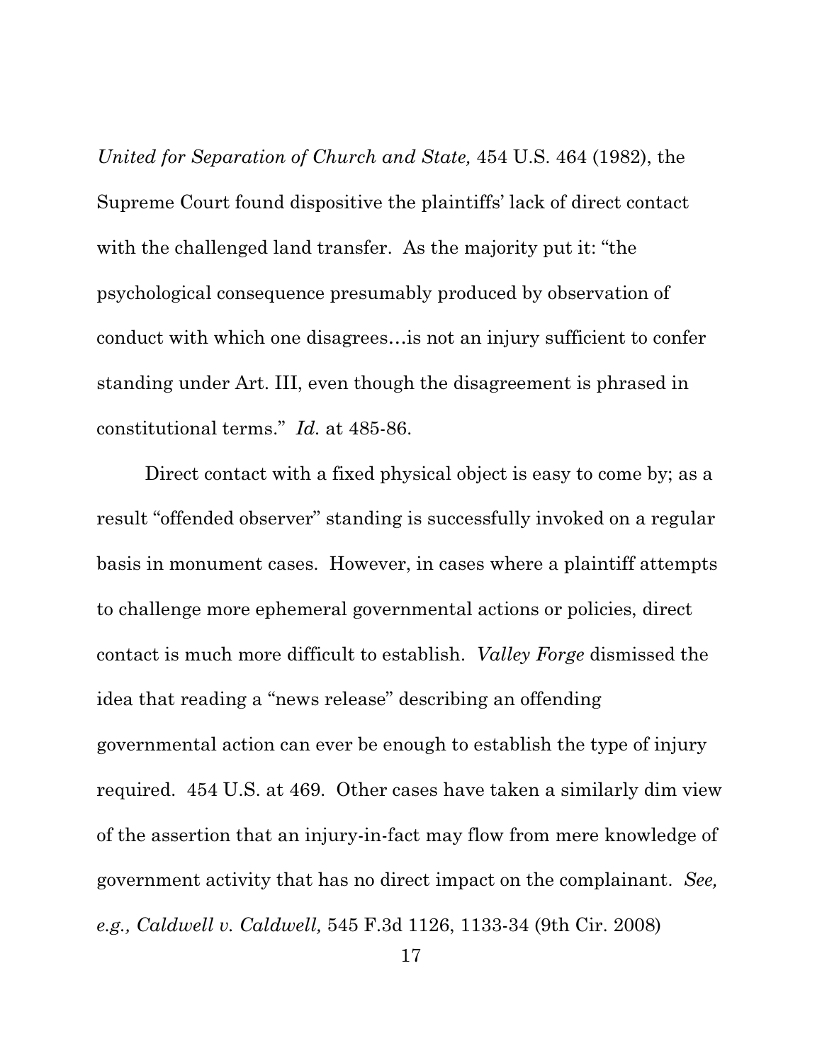*United for Separation of Church and State,* 454 U.S. 464 (1982), the Supreme Court found dispositive the plaintiffs' lack of direct contact with the challenged land transfer. As the majority put it: "the psychological consequence presumably produced by observation of conduct with which one disagrees…is not an injury sufficient to confer standing under Art. III, even though the disagreement is phrased in constitutional terms." *Id.* at 485-86.

Direct contact with a fixed physical object is easy to come by; as a result "offended observer" standing is successfully invoked on a regular basis in monument cases. However, in cases where a plaintiff attempts to challenge more ephemeral governmental actions or policies, direct contact is much more difficult to establish. *Valley Forge* dismissed the idea that reading a "news release" describing an offending governmental action can ever be enough to establish the type of injury required. 454 U.S. at 469. Other cases have taken a similarly dim view of the assertion that an injury-in-fact may flow from mere knowledge of government activity that has no direct impact on the complainant. *See, e.g., Caldwell v. Caldwell,* 545 F.3d 1126, 1133-34 (9th Cir. 2008)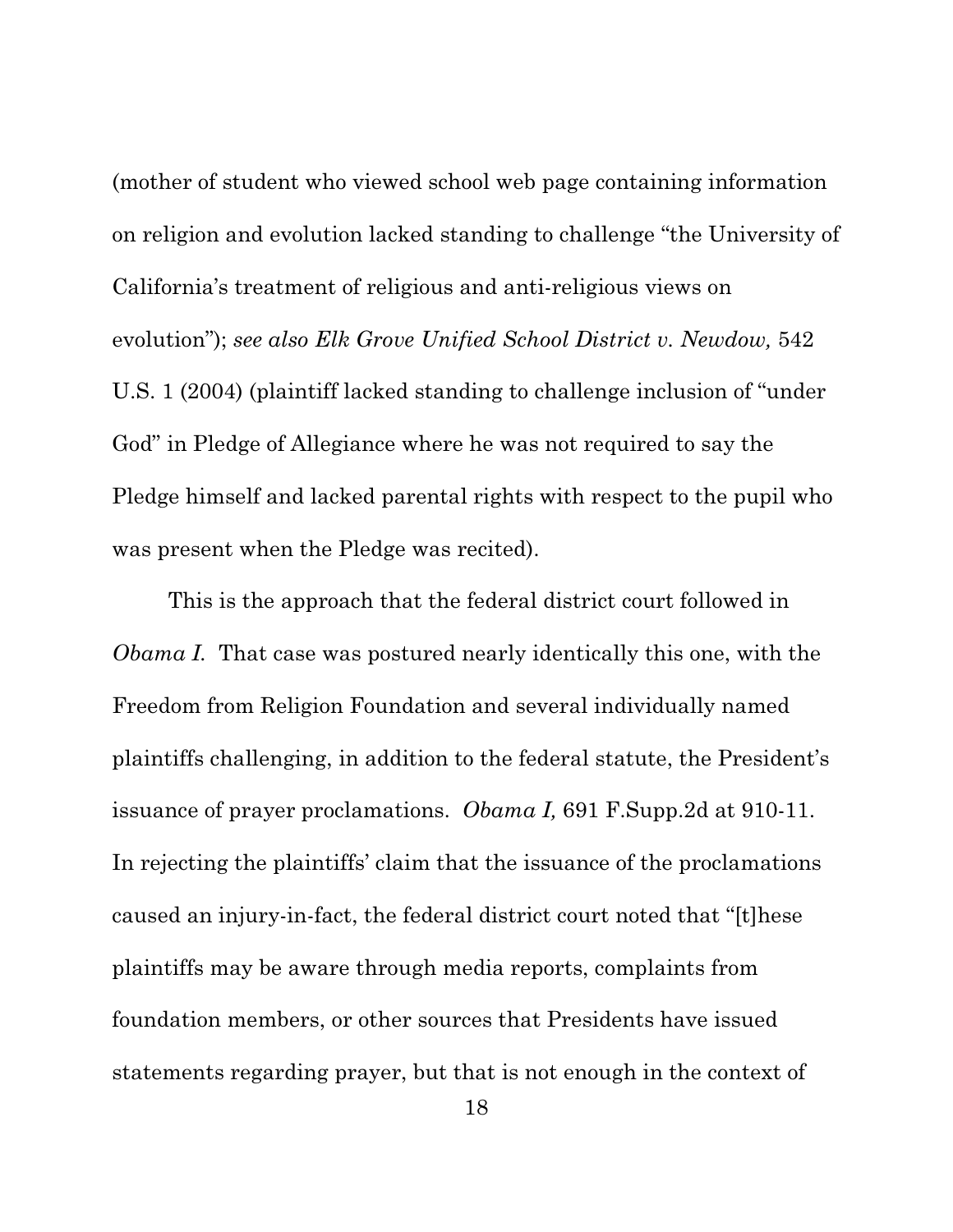(mother of student who viewed school web page containing information on religion and evolution lacked standing to challenge "the University of California's treatment of religious and anti-religious views on evolution"); *see also Elk Grove Unified School District v. Newdow,* 542 U.S. 1 (2004) (plaintiff lacked standing to challenge inclusion of "under God" in Pledge of Allegiance where he was not required to say the Pledge himself and lacked parental rights with respect to the pupil who was present when the Pledge was recited).

This is the approach that the federal district court followed in *Obama I.* That case was postured nearly identically this one, with the Freedom from Religion Foundation and several individually named plaintiffs challenging, in addition to the federal statute, the President's issuance of prayer proclamations. *Obama I,* 691 F.Supp.2d at 910-11. In rejecting the plaintiffs' claim that the issuance of the proclamations caused an injury-in-fact, the federal district court noted that "[t]hese plaintiffs may be aware through media reports, complaints from foundation members, or other sources that Presidents have issued statements regarding prayer, but that is not enough in the context of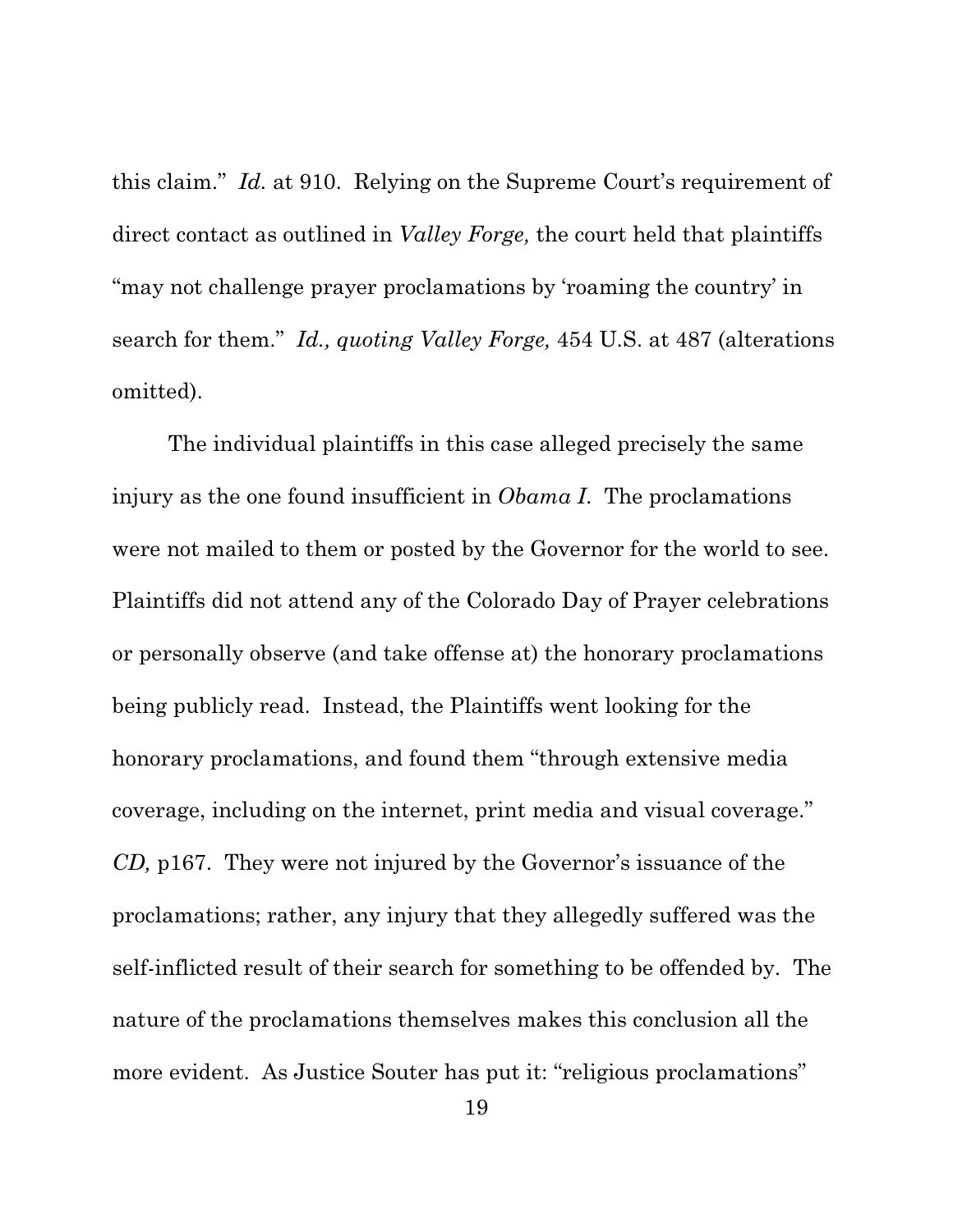this claim." *Id.* at 910. Relying on the Supreme Court's requirement of direct contact as outlined in *Valley Forge,* the court held that plaintiffs "may not challenge prayer proclamations by 'roaming the country' in search for them." *Id., quoting Valley Forge,* 454 U.S. at 487 (alterations omitted).

The individual plaintiffs in this case alleged precisely the same injury as the one found insufficient in *Obama I.* The proclamations were not mailed to them or posted by the Governor for the world to see. Plaintiffs did not attend any of the Colorado Day of Prayer celebrations or personally observe (and take offense at) the honorary proclamations being publicly read. Instead, the Plaintiffs went looking for the honorary proclamations, and found them "through extensive media coverage, including on the internet, print media and visual coverage." *CD,* p167. They were not injured by the Governor's issuance of the proclamations; rather, any injury that they allegedly suffered was the self-inflicted result of their search for something to be offended by. The nature of the proclamations themselves makes this conclusion all the more evident. As Justice Souter has put it: "religious proclamations"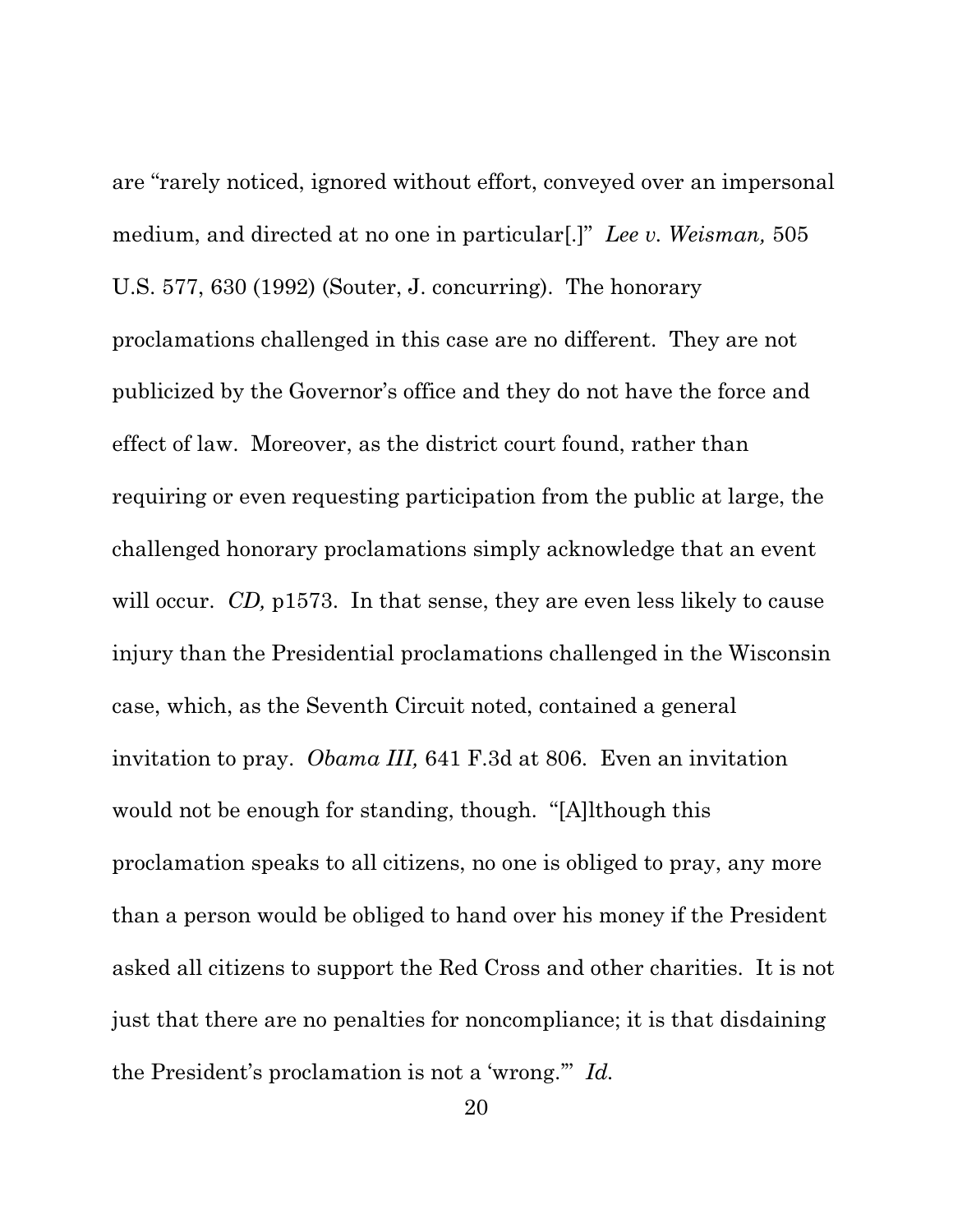are "rarely noticed, ignored without effort, conveyed over an impersonal medium, and directed at no one in particular[.]" *Lee v. Weisman,* 505 U.S. 577, 630 (1992) (Souter, J. concurring). The honorary proclamations challenged in this case are no different. They are not publicized by the Governor's office and they do not have the force and effect of law. Moreover, as the district court found, rather than requiring or even requesting participation from the public at large, the challenged honorary proclamations simply acknowledge that an event will occur. *CD,* p1573. In that sense, they are even less likely to cause injury than the Presidential proclamations challenged in the Wisconsin case, which, as the Seventh Circuit noted, contained a general invitation to pray. *Obama III,* 641 F.3d at 806. Even an invitation would not be enough for standing, though. "[A]lthough this proclamation speaks to all citizens, no one is obliged to pray, any more than a person would be obliged to hand over his money if the President asked all citizens to support the Red Cross and other charities. It is not just that there are no penalties for noncompliance; it is that disdaining the President's proclamation is not a 'wrong.'" *Id.*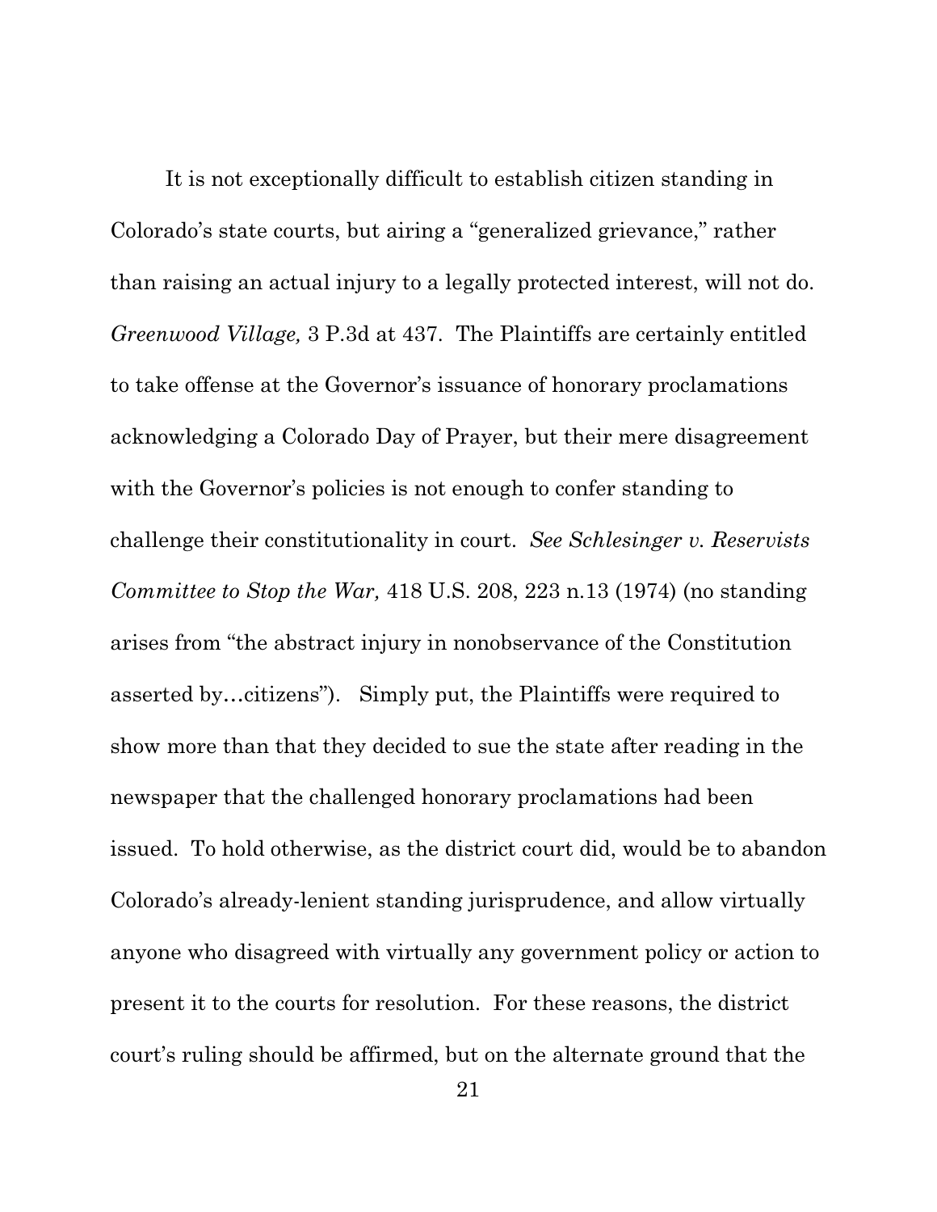It is not exceptionally difficult to establish citizen standing in Colorado's state courts, but airing a "generalized grievance," rather than raising an actual injury to a legally protected interest, will not do. *Greenwood Village,* 3 P.3d at 437. The Plaintiffs are certainly entitled to take offense at the Governor's issuance of honorary proclamations acknowledging a Colorado Day of Prayer, but their mere disagreement with the Governor's policies is not enough to confer standing to challenge their constitutionality in court. *See Schlesinger v. Reservists Committee to Stop the War,* 418 U.S. 208, 223 n.13 (1974) (no standing arises from "the abstract injury in nonobservance of the Constitution asserted by…citizens"). Simply put, the Plaintiffs were required to show more than that they decided to sue the state after reading in the newspaper that the challenged honorary proclamations had been issued. To hold otherwise, as the district court did, would be to abandon Colorado's already-lenient standing jurisprudence, and allow virtually anyone who disagreed with virtually any government policy or action to present it to the courts for resolution. For these reasons, the district court's ruling should be affirmed, but on the alternate ground that the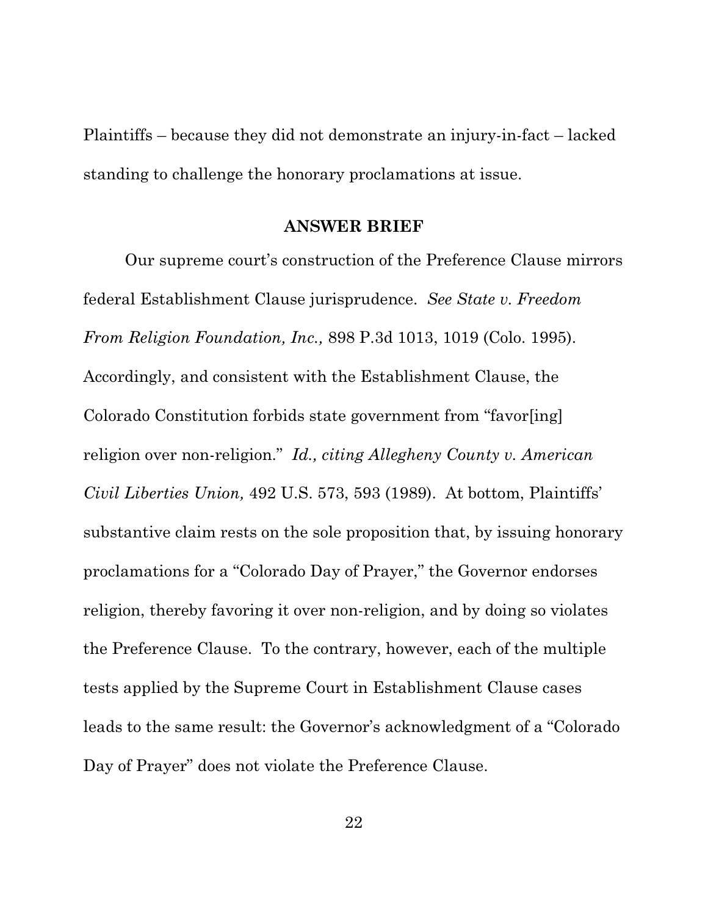Plaintiffs – because they did not demonstrate an injury-in-fact – lacked standing to challenge the honorary proclamations at issue.

## ANSWER BRIEF

Our supreme court's construction of the Preference Clause mirrors federal Establishment Clause jurisprudence. *See State v. Freedom From Religion Foundation, Inc.,* 898 P.3d 1013, 1019 (Colo. 1995). Accordingly, and consistent with the Establishment Clause, the Colorado Constitution forbids state government from "favor[ing] religion over non-religion." *Id., citing Allegheny County v. American Civil Liberties Union,* 492 U.S. 573, 593 (1989). At bottom, Plaintiffs' substantive claim rests on the sole proposition that, by issuing honorary proclamations for a "Colorado Day of Prayer," the Governor endorses religion, thereby favoring it over non-religion, and by doing so violates the Preference Clause. To the contrary, however, each of the multiple tests applied by the Supreme Court in Establishment Clause cases leads to the same result: the Governor's acknowledgment of a "Colorado Day of Prayer" does not violate the Preference Clause.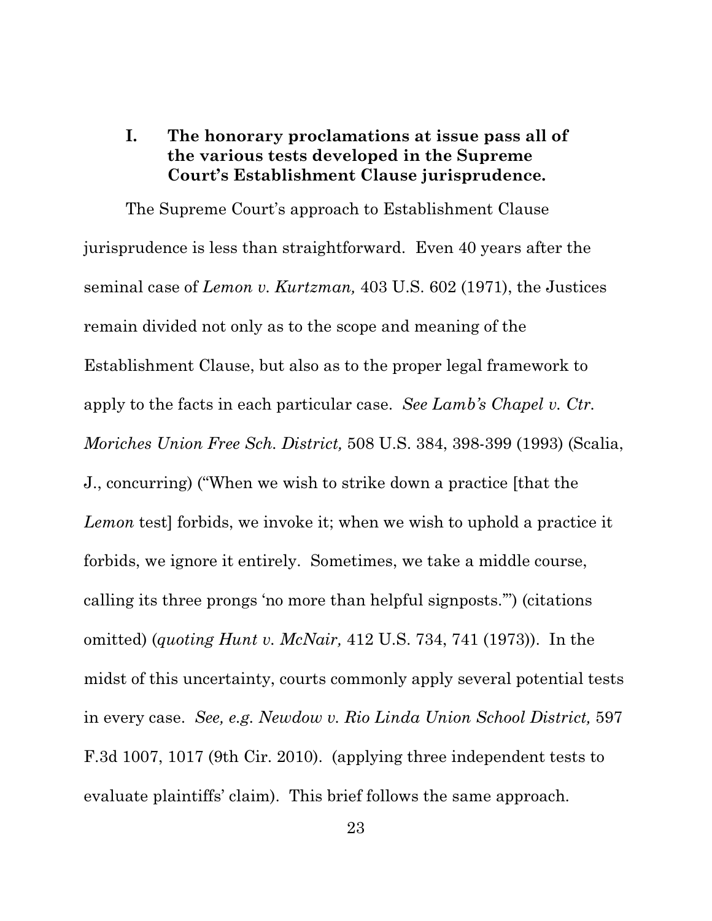## I. The honorary proclamations at issue pass all of the various tests developed in the Supreme Court's Establishment Clause jurisprudence.

The Supreme Court's approach to Establishment Clause jurisprudence is less than straightforward. Even 40 years after the seminal case of *Lemon v. Kurtzman,* 403 U.S. 602 (1971), the Justices remain divided not only as to the scope and meaning of the Establishment Clause, but also as to the proper legal framework to apply to the facts in each particular case. *See Lamb's Chapel v. Ctr. Moriches Union Free Sch. District,* 508 U.S. 384, 398-399 (1993) (Scalia, J., concurring) ("When we wish to strike down a practice [that the *Lemon* test] forbids, we invoke it; when we wish to uphold a practice it forbids, we ignore it entirely. Sometimes, we take a middle course, calling its three prongs 'no more than helpful signposts.'") (citations omitted) (*quoting Hunt v. McNair,* 412 U.S. 734, 741 (1973)). In the midst of this uncertainty, courts commonly apply several potential tests in every case. *See, e.g. Newdow v. Rio Linda Union School District,* 597 F.3d 1007, 1017 (9th Cir. 2010). (applying three independent tests to evaluate plaintiffs' claim). This brief follows the same approach.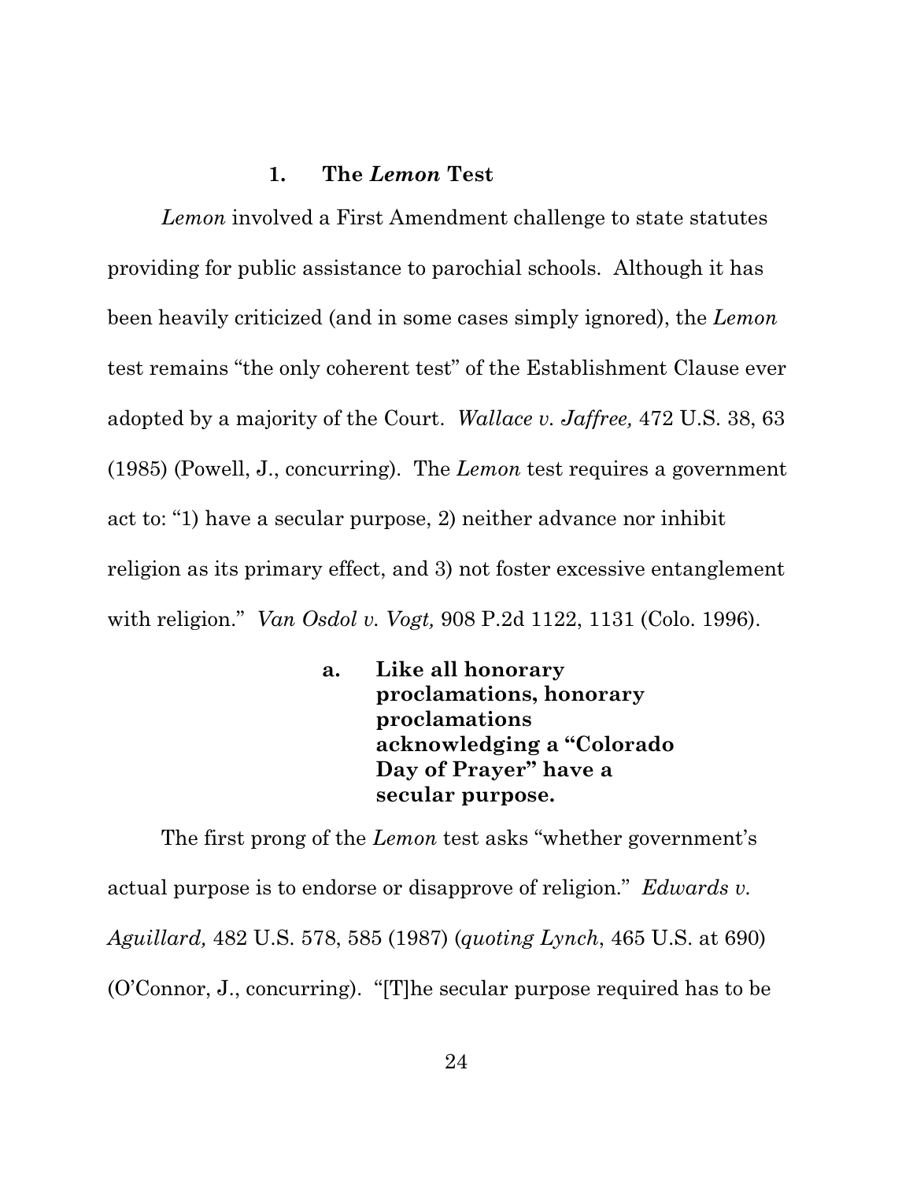### 1. The *Lemon* Test

*Lemon* involved a First Amendment challenge to state statutes providing for public assistance to parochial schools. Although it has been heavily criticized (and in some cases simply ignored), the *Lemon* test remains "the only coherent test" of the Establishment Clause ever adopted by a majority of the Court. *Wallace v. Jaffree,* 472 U.S. 38, 63 (1985) (Powell, J., concurring). The *Lemon* test requires a government act to: "1) have a secular purpose, 2) neither advance nor inhibit religion as its primary effect, and 3) not foster excessive entanglement with religion." *Van Osdol v. Vogt,* 908 P.2d 1122, 1131 (Colo. 1996).

#### a. Like all honorary proclamations, honorary proclamations acknowledging a "Colorado Day of Prayer" have a secular purpose.

The first prong of the *Lemon* test asks "whether government's actual purpose is to endorse or disapprove of religion." *Edwards v. Aguillard,* 482 U.S. 578, 585 (1987) (*quoting Lynch*, 465 U.S. at 690) (O'Connor, J., concurring). "[T]he secular purpose required has to be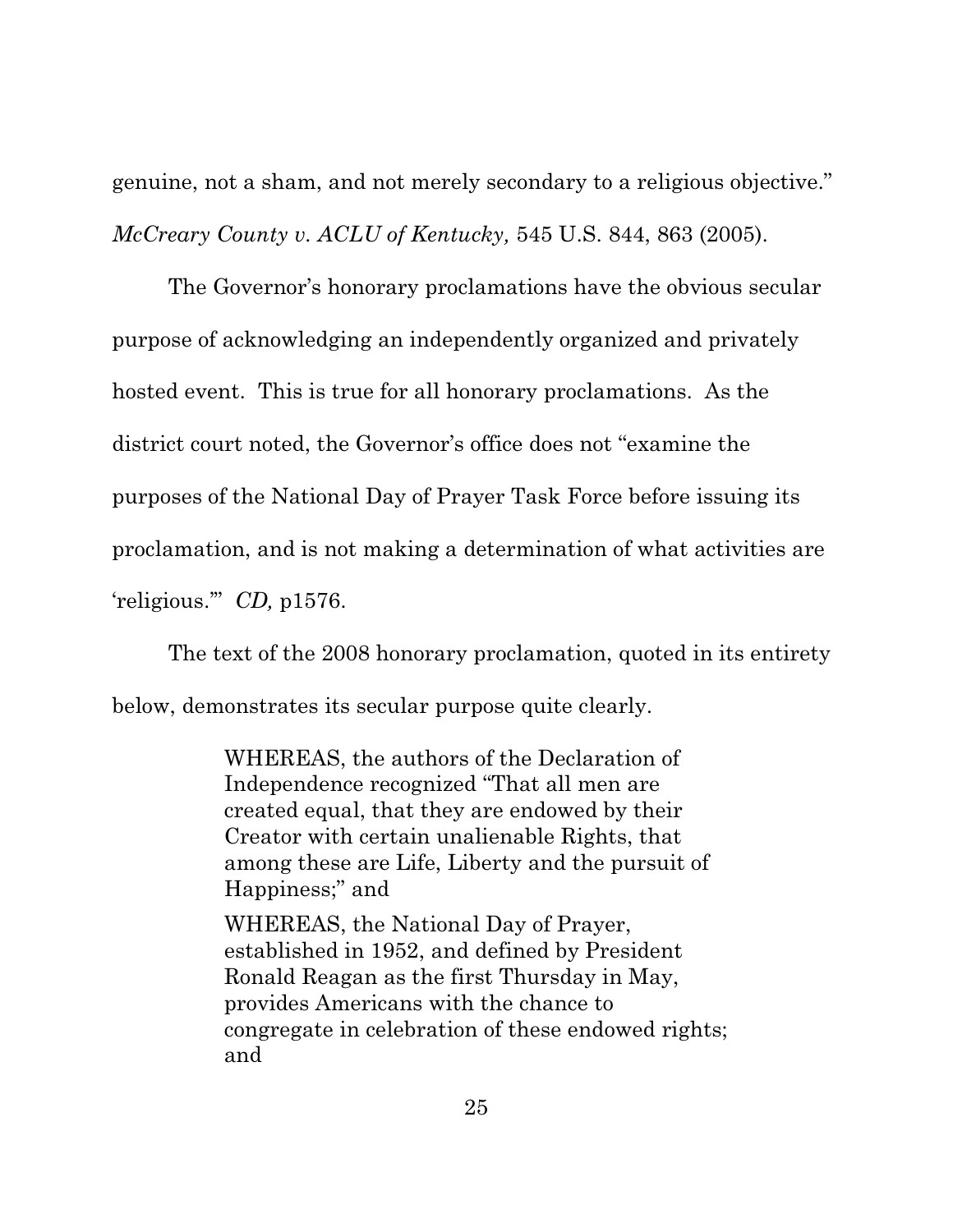genuine, not a sham, and not merely secondary to a religious objective." *McCreary County v. ACLU of Kentucky,* 545 U.S. 844, 863 (2005).

The Governor's honorary proclamations have the obvious secular purpose of acknowledging an independently organized and privately hosted event. This is true for all honorary proclamations. As the district court noted, the Governor's office does not "examine the purposes of the National Day of Prayer Task Force before issuing its proclamation, and is not making a determination of what activities are 'religious.'" *CD,* p1576.

The text of the 2008 honorary proclamation, quoted in its entirety below, demonstrates its secular purpose quite clearly.

> WHEREAS, the authors of the Declaration of Independence recognized "That all men are created equal, that they are endowed by their Creator with certain unalienable Rights, that among these are Life, Liberty and the pursuit of Happiness;" and
>
> WHEREAS, the National Day of Prayer, established in 1952, and defined by President Ronald Reagan as the first Thursday in May, provides Americans with the chance to congregate in celebration of these endowed rights; and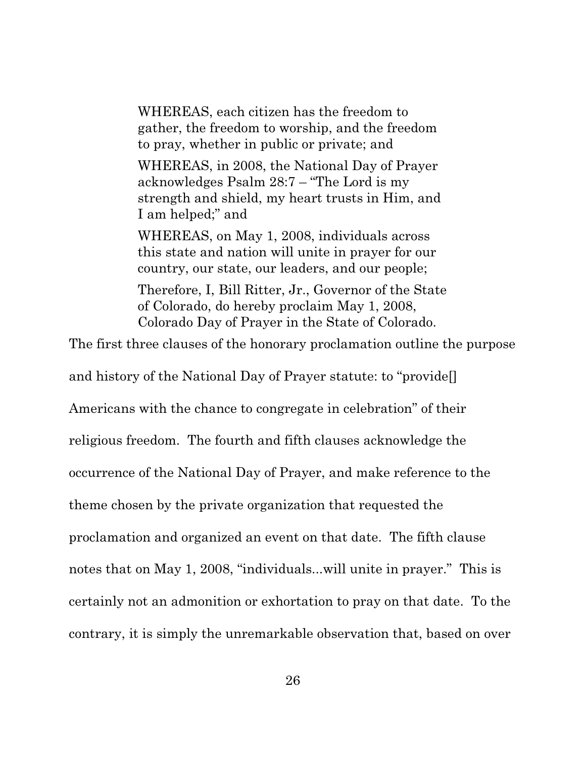> WHEREAS, each citizen has the freedom to gather, the freedom to worship, and the freedom to pray, whether in public or private; and
>
> WHEREAS, in 2008, the National Day of Prayer acknowledges Psalm 28:7 – "The Lord is my strength and shield, my heart trusts in Him, and I am helped;" and
>
> WHEREAS, on May 1, 2008, individuals across this state and nation will unite in prayer for our country, our state, our leaders, and our people;
>
> Therefore, I, Bill Ritter, Jr., Governor of the State of Colorado, do hereby proclaim May 1, 2008, Colorado Day of Prayer in the State of Colorado.

The first three clauses of the honorary proclamation outline the purpose and history of the National Day of Prayer statute: to "provide[] Americans with the chance to congregate in celebration" of their religious freedom. The fourth and fifth clauses acknowledge the occurrence of the National Day of Prayer, and make reference to the theme chosen by the private organization that requested the proclamation and organized an event on that date. The fifth clause notes that on May 1, 2008, "individuals...will unite in prayer." This is certainly not an admonition or exhortation to pray on that date. To the contrary, it is simply the unremarkable observation that, based on over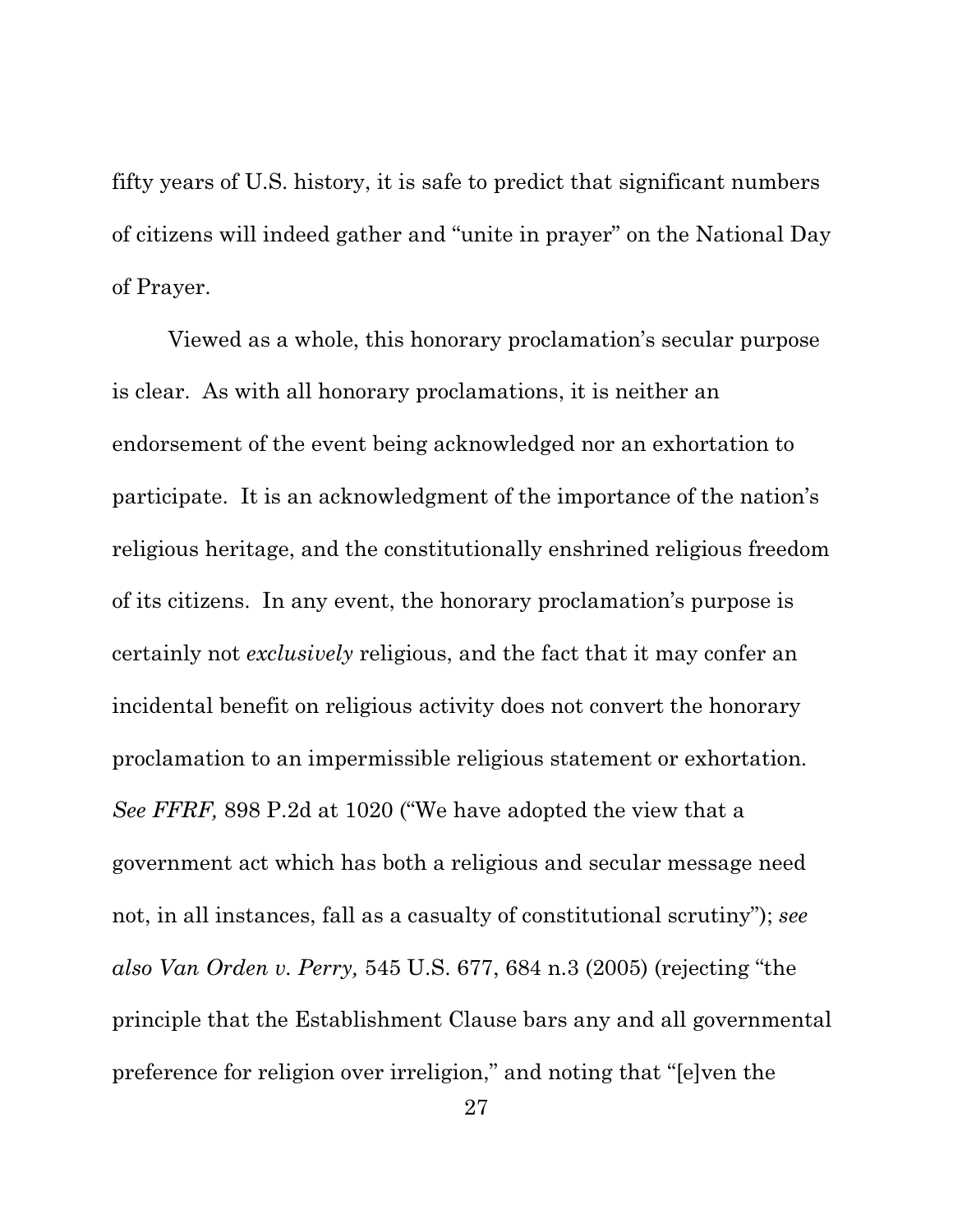fifty years of U.S. history, it is safe to predict that significant numbers of citizens will indeed gather and "unite in prayer" on the National Day of Prayer.

Viewed as a whole, this honorary proclamation's secular purpose is clear. As with all honorary proclamations, it is neither an endorsement of the event being acknowledged nor an exhortation to participate. It is an acknowledgment of the importance of the nation's religious heritage, and the constitutionally enshrined religious freedom of its citizens. In any event, the honorary proclamation's purpose is certainly not *exclusively* religious, and the fact that it may confer an incidental benefit on religious activity does not convert the honorary proclamation to an impermissible religious statement or exhortation. *See FFRF,* 898 P.2d at 1020 ("We have adopted the view that a government act which has both a religious and secular message need not, in all instances, fall as a casualty of constitutional scrutiny"); *see also Van Orden v. Perry,* 545 U.S. 677, 684 n.3 (2005) (rejecting "the principle that the Establishment Clause bars any and all governmental preference for religion over irreligion," and noting that "[e]ven the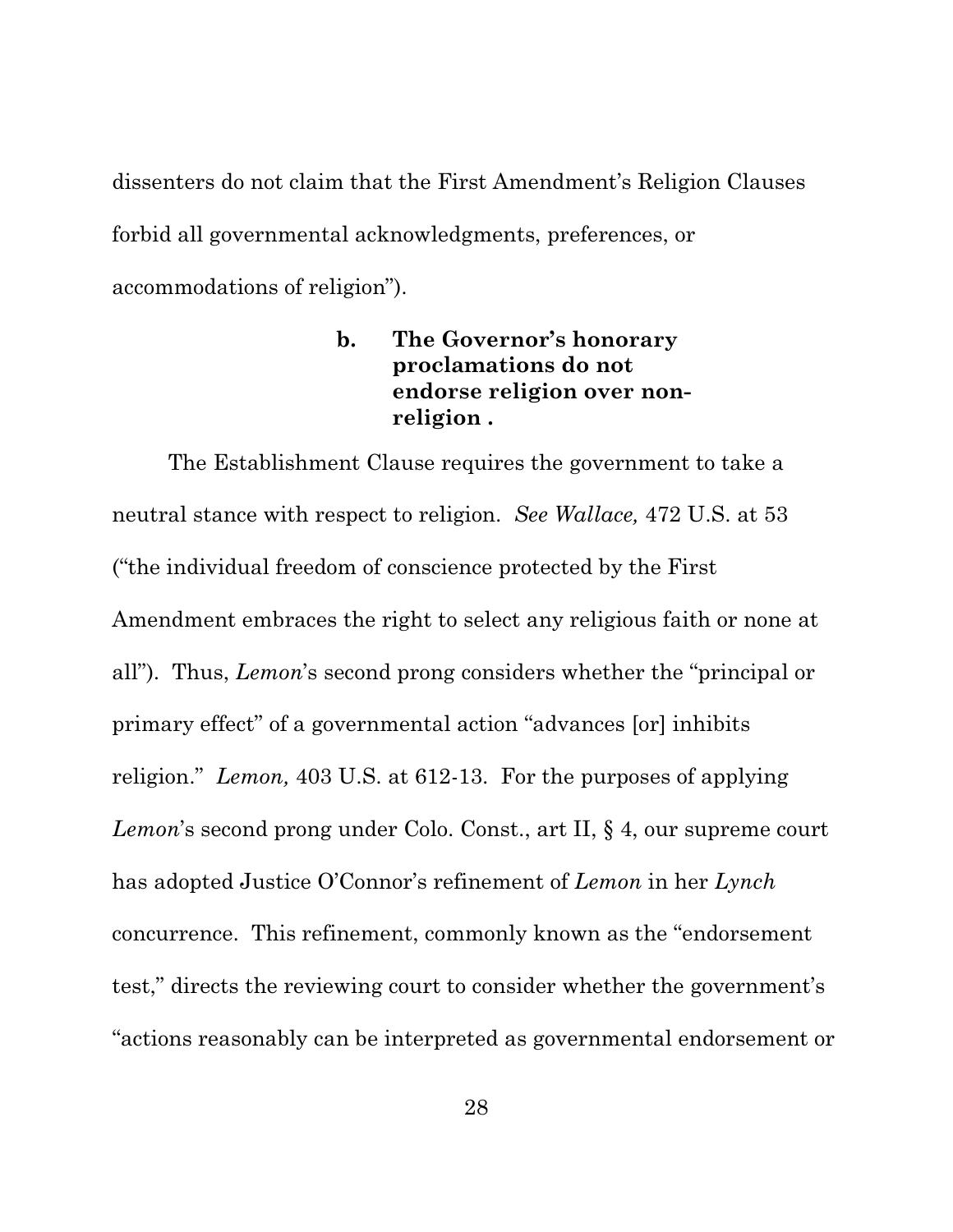dissenters do not claim that the First Amendment's Religion Clauses forbid all governmental acknowledgments, preferences, or accommodations of religion").

**b. The Governor's honorary proclamations do not endorse religion over non-religion .**

The Establishment Clause requires the government to take a neutral stance with respect to religion. *See Wallace,* 472 U.S. at 53 ("the individual freedom of conscience protected by the First Amendment embraces the right to select any religious faith or none at all"). Thus, *Lemon*'s second prong considers whether the "principal or primary effect" of a governmental action "advances [or] inhibits religion." *Lemon,* 403 U.S. at 612-13. For the purposes of applying *Lemon*'s second prong under Colo. Const., art II, § 4, our supreme court has adopted Justice O'Connor's refinement of *Lemon* in her *Lynch* concurrence. This refinement, commonly known as the "endorsement test," directs the reviewing court to consider whether the government's "actions reasonably can be interpreted as governmental endorsement or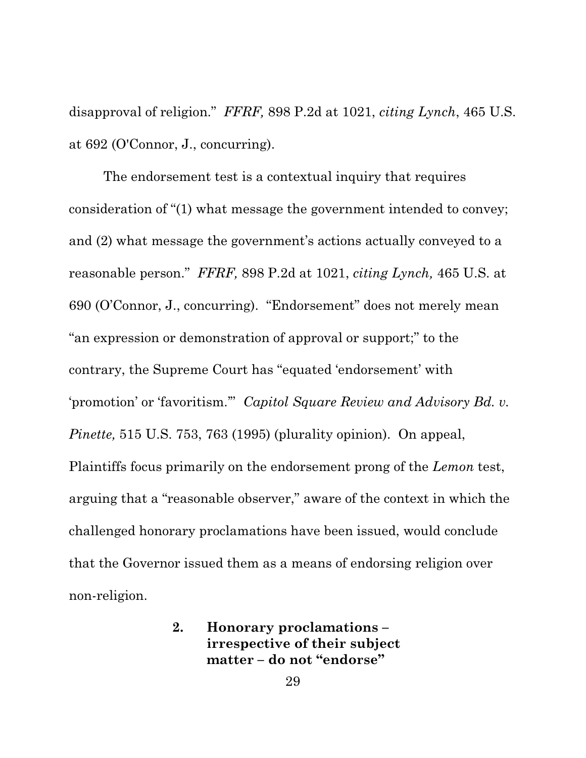disapproval of religion." *FFRF,* 898 P.2d at 1021, *citing Lynch*, 465 U.S. at 692 (O'Connor, J., concurring).

The endorsement test is a contextual inquiry that requires consideration of "(1) what message the government intended to convey; and (2) what message the government's actions actually conveyed to a reasonable person." *FFRF,* 898 P.2d at 1021, *citing Lynch,* 465 U.S. at 690 (O'Connor, J., concurring). "Endorsement" does not merely mean "an expression or demonstration of approval or support;" to the contrary, the Supreme Court has "equated 'endorsement' with 'promotion' or 'favoritism.'" *Capitol Square Review and Advisory Bd. v. Pinette,* 515 U.S. 753, 763 (1995) (plurality opinion). On appeal, Plaintiffs focus primarily on the endorsement prong of the *Lemon* test, arguing that a "reasonable observer," aware of the context in which the challenged honorary proclamations have been issued, would conclude that the Governor issued them as a means of endorsing religion over non-religion.

### 2. Honorary proclamations – irrespective of their subject matter – do not "endorse"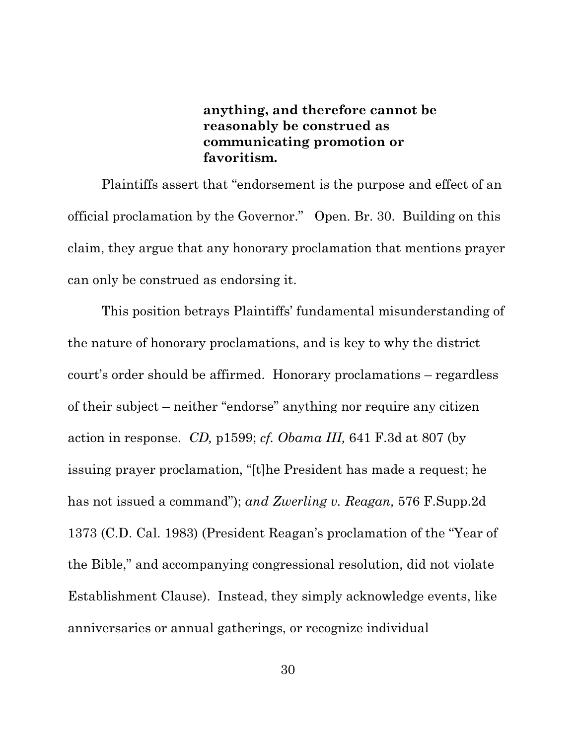**anything, and therefore cannot be reasonably be construed as communicating promotion or favoritism.**

Plaintiffs assert that "endorsement is the purpose and effect of an official proclamation by the Governor." Open. Br. 30. Building on this claim, they argue that any honorary proclamation that mentions prayer can only be construed as endorsing it.

This position betrays Plaintiffs' fundamental misunderstanding of the nature of honorary proclamations, and is key to why the district court's order should be affirmed. Honorary proclamations – regardless of their subject – neither "endorse" anything nor require any citizen action in response. *CD,* p1599; *cf. Obama III,* 641 F.3d at 807 (by issuing prayer proclamation, "[t]he President has made a request; he has not issued a command"); *and Zwerling v. Reagan,* 576 F.Supp.2d 1373 (C.D. Cal. 1983) (President Reagan's proclamation of the "Year of the Bible," and accompanying congressional resolution, did not violate Establishment Clause). Instead, they simply acknowledge events, like anniversaries or annual gatherings, or recognize individual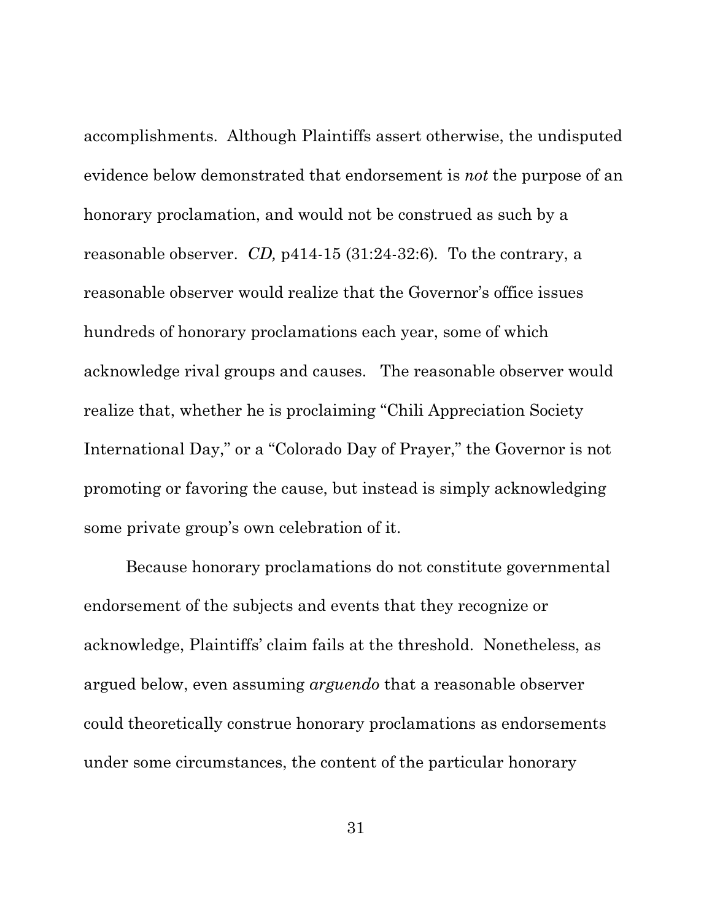accomplishments. Although Plaintiffs assert otherwise, the undisputed evidence below demonstrated that endorsement is *not* the purpose of an honorary proclamation, and would not be construed as such by a reasonable observer. *CD,* p414-15 (31:24-32:6). To the contrary, a reasonable observer would realize that the Governor's office issues hundreds of honorary proclamations each year, some of which acknowledge rival groups and causes. The reasonable observer would realize that, whether he is proclaiming "Chili Appreciation Society International Day," or a "Colorado Day of Prayer," the Governor is not promoting or favoring the cause, but instead is simply acknowledging some private group's own celebration of it.

Because honorary proclamations do not constitute governmental endorsement of the subjects and events that they recognize or acknowledge, Plaintiffs' claim fails at the threshold. Nonetheless, as argued below, even assuming *arguendo* that a reasonable observer could theoretically construe honorary proclamations as endorsements under some circumstances, the content of the particular honorary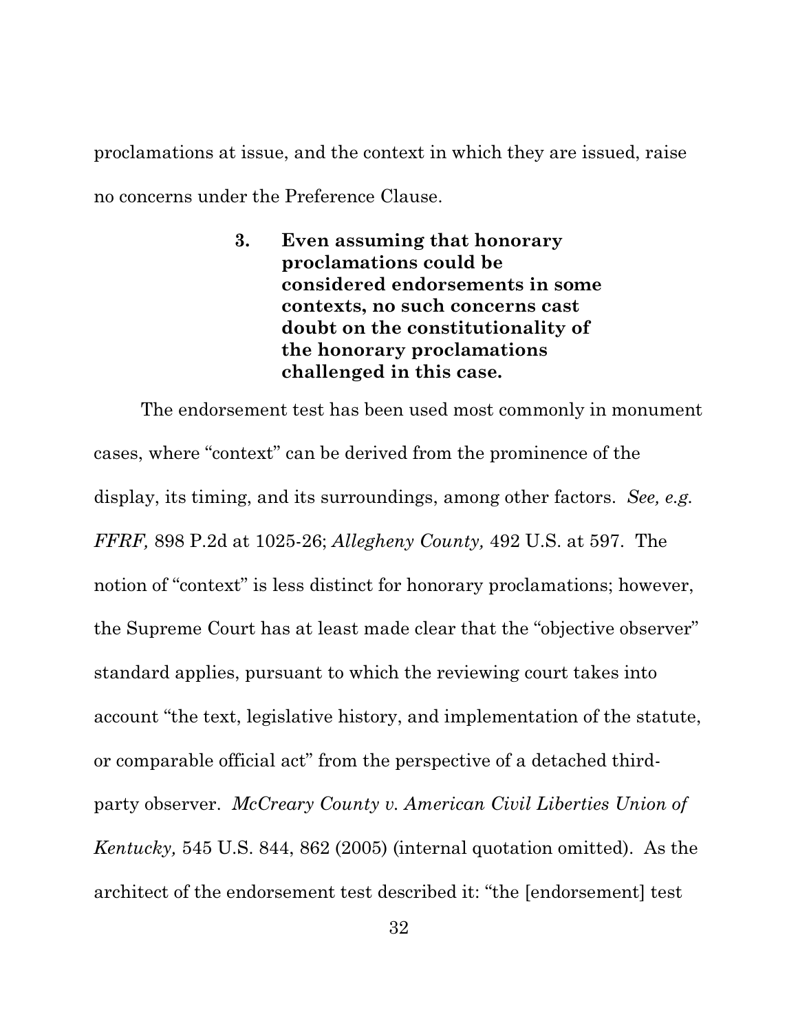proclamations at issue, and the context in which they are issued, raise no concerns under the Preference Clause.

### 3. Even assuming that honorary proclamations could be considered endorsements in some contexts, no such concerns cast doubt on the constitutionality of the honorary proclamations challenged in this case.

The endorsement test has been used most commonly in monument cases, where "context" can be derived from the prominence of the display, its timing, and its surroundings, among other factors. *See, e.g. FFRF,* 898 P.2d at 1025-26; *Allegheny County,* 492 U.S. at 597. The notion of "context" is less distinct for honorary proclamations; however, the Supreme Court has at least made clear that the "objective observer" standard applies, pursuant to which the reviewing court takes into account "the text, legislative history, and implementation of the statute, or comparable official act" from the perspective of a detached third-party observer. *McCreary County v. American Civil Liberties Union of Kentucky,* 545 U.S. 844, 862 (2005) (internal quotation omitted). As the architect of the endorsement test described it: "the [endorsement] test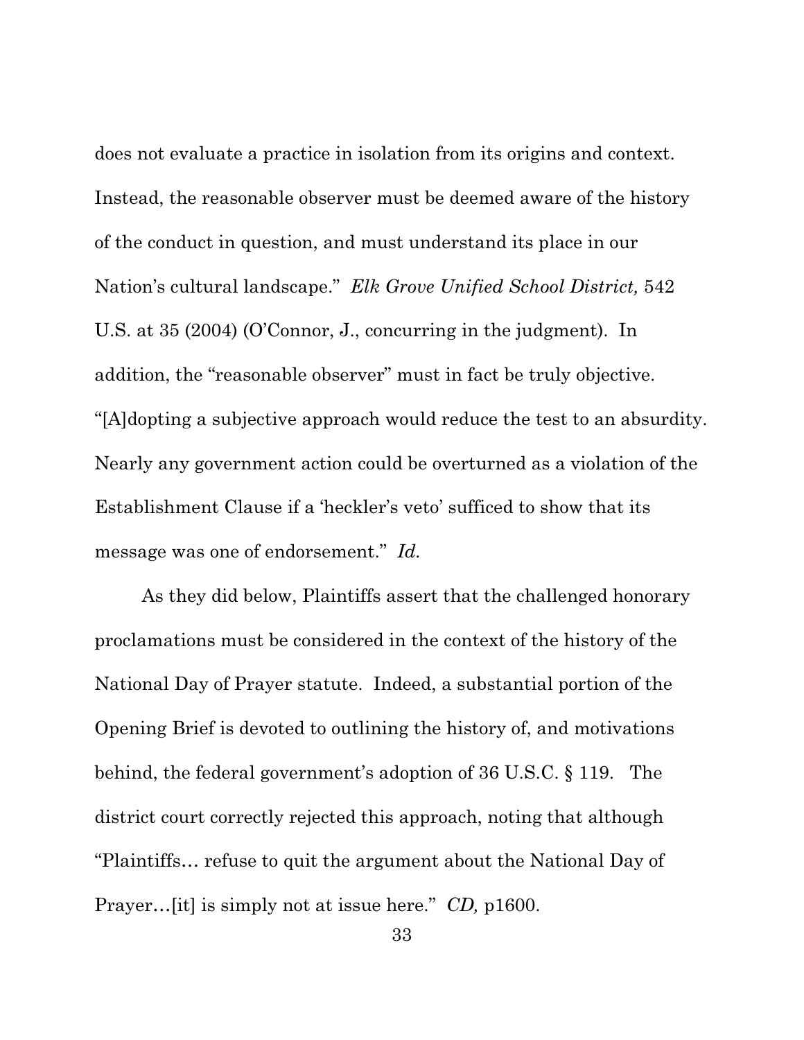does not evaluate a practice in isolation from its origins and context. Instead, the reasonable observer must be deemed aware of the history of the conduct in question, and must understand its place in our Nation's cultural landscape." *Elk Grove Unified School District,* 542 U.S. at 35 (2004) (O'Connor, J., concurring in the judgment). In addition, the "reasonable observer" must in fact be truly objective. "[A]dopting a subjective approach would reduce the test to an absurdity. Nearly any government action could be overturned as a violation of the Establishment Clause if a 'heckler's veto' sufficed to show that its message was one of endorsement." *Id.*

As they did below, Plaintiffs assert that the challenged honorary proclamations must be considered in the context of the history of the National Day of Prayer statute. Indeed, a substantial portion of the Opening Brief is devoted to outlining the history of, and motivations behind, the federal government's adoption of 36 U.S.C. § 119. The district court correctly rejected this approach, noting that although "Plaintiffs… refuse to quit the argument about the National Day of Prayer…[it] is simply not at issue here." *CD,* p1600.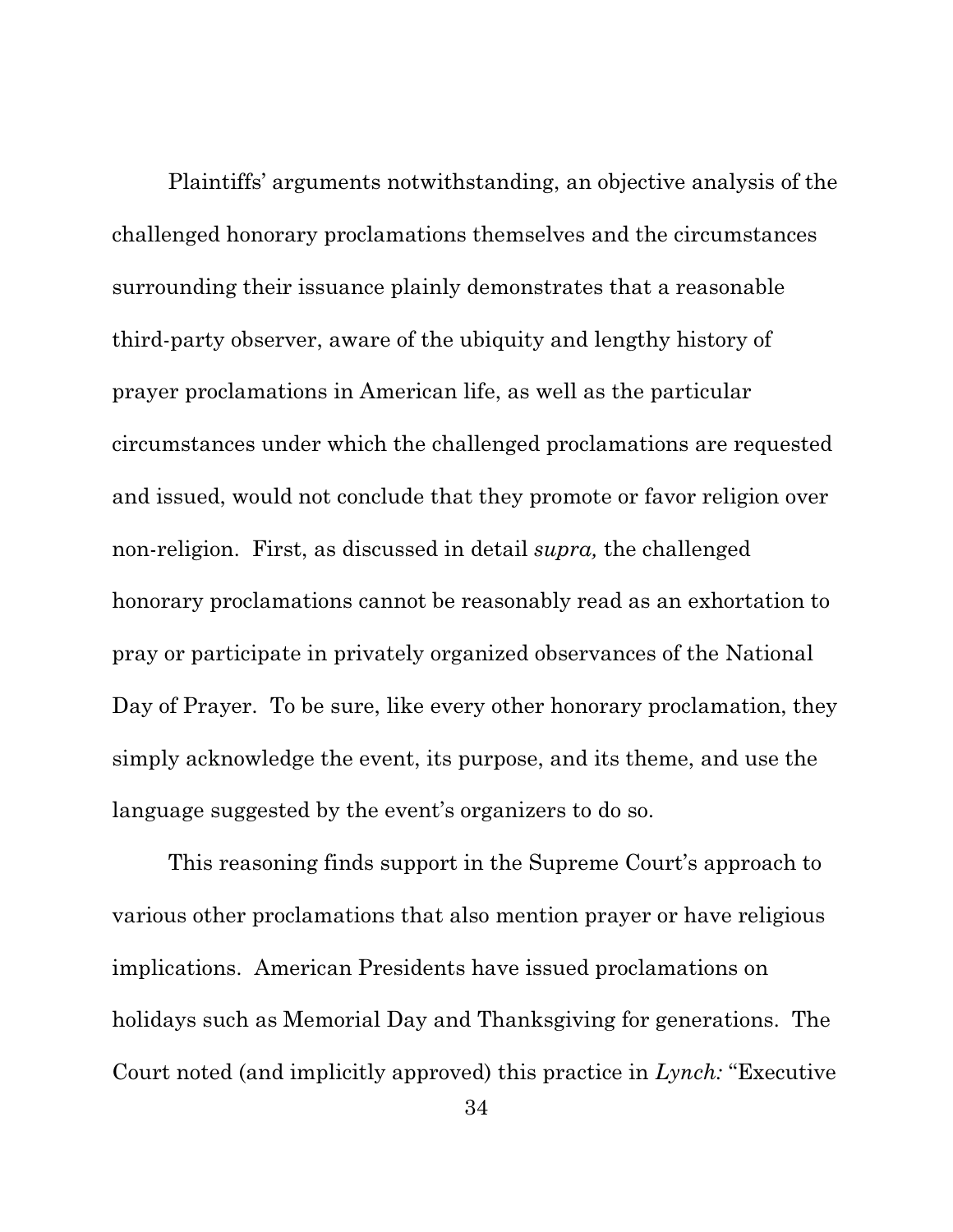Plaintiffs' arguments notwithstanding, an objective analysis of the challenged honorary proclamations themselves and the circumstances surrounding their issuance plainly demonstrates that a reasonable third-party observer, aware of the ubiquity and lengthy history of prayer proclamations in American life, as well as the particular circumstances under which the challenged proclamations are requested and issued, would not conclude that they promote or favor religion over non-religion. First, as discussed in detail *supra,* the challenged honorary proclamations cannot be reasonably read as an exhortation to pray or participate in privately organized observances of the National Day of Prayer. To be sure, like every other honorary proclamation, they simply acknowledge the event, its purpose, and its theme, and use the language suggested by the event's organizers to do so.

This reasoning finds support in the Supreme Court's approach to various other proclamations that also mention prayer or have religious implications. American Presidents have issued proclamations on holidays such as Memorial Day and Thanksgiving for generations. The Court noted (and implicitly approved) this practice in *Lynch:* "Executive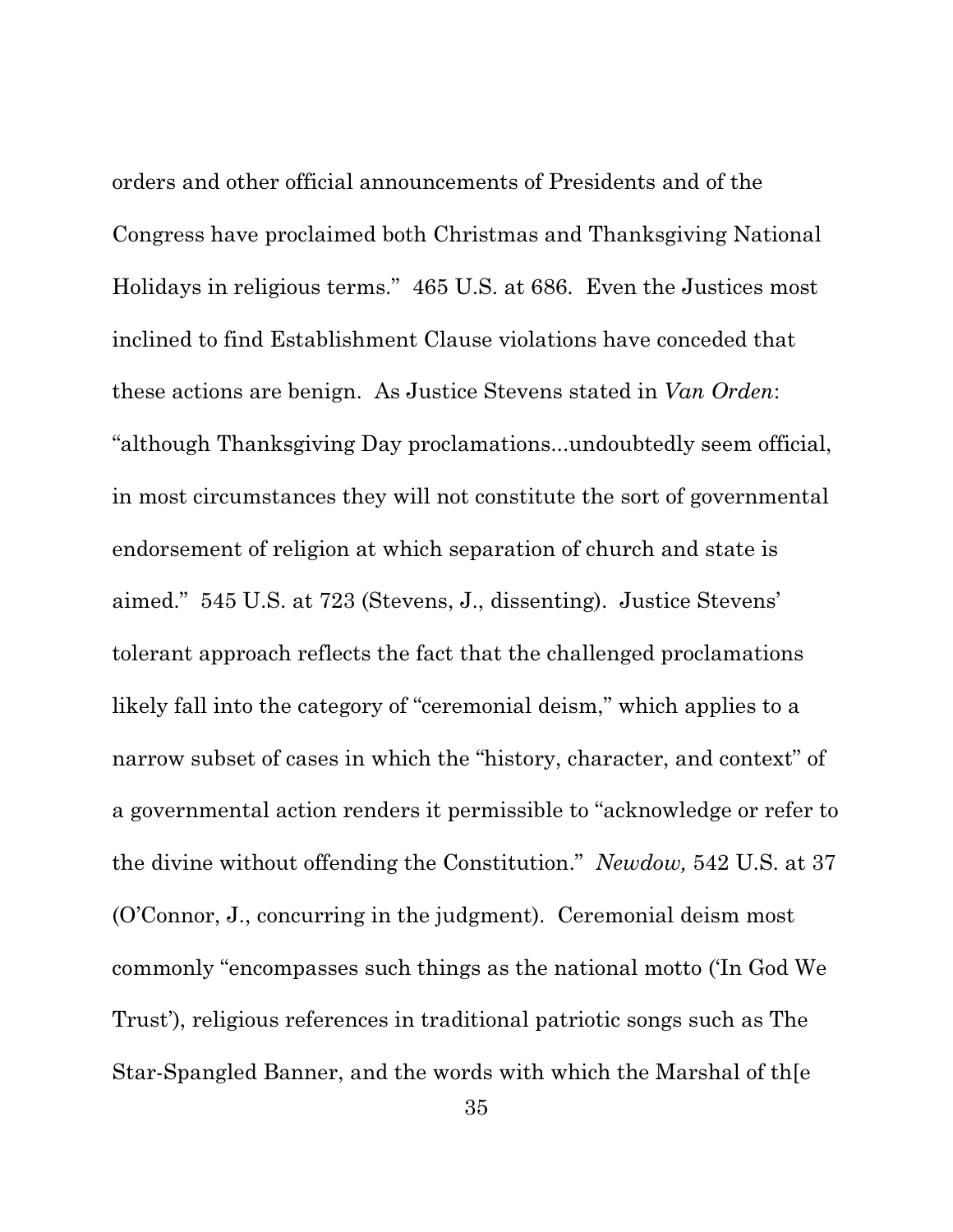orders and other official announcements of Presidents and of the Congress have proclaimed both Christmas and Thanksgiving National Holidays in religious terms." 465 U.S. at 686. Even the Justices most inclined to find Establishment Clause violations have conceded that these actions are benign. As Justice Stevens stated in *Van Orden*: "although Thanksgiving Day proclamations...undoubtedly seem official, in most circumstances they will not constitute the sort of governmental endorsement of religion at which separation of church and state is aimed." 545 U.S. at 723 (Stevens, J., dissenting). Justice Stevens' tolerant approach reflects the fact that the challenged proclamations likely fall into the category of "ceremonial deism," which applies to a narrow subset of cases in which the "history, character, and context" of a governmental action renders it permissible to "acknowledge or refer to the divine without offending the Constitution." *Newdow,* 542 U.S. at 37 (O'Connor, J., concurring in the judgment). Ceremonial deism most commonly "encompasses such things as the national motto ('In God We Trust'), religious references in traditional patriotic songs such as The Star-Spangled Banner, and the words with which the Marshal of th[e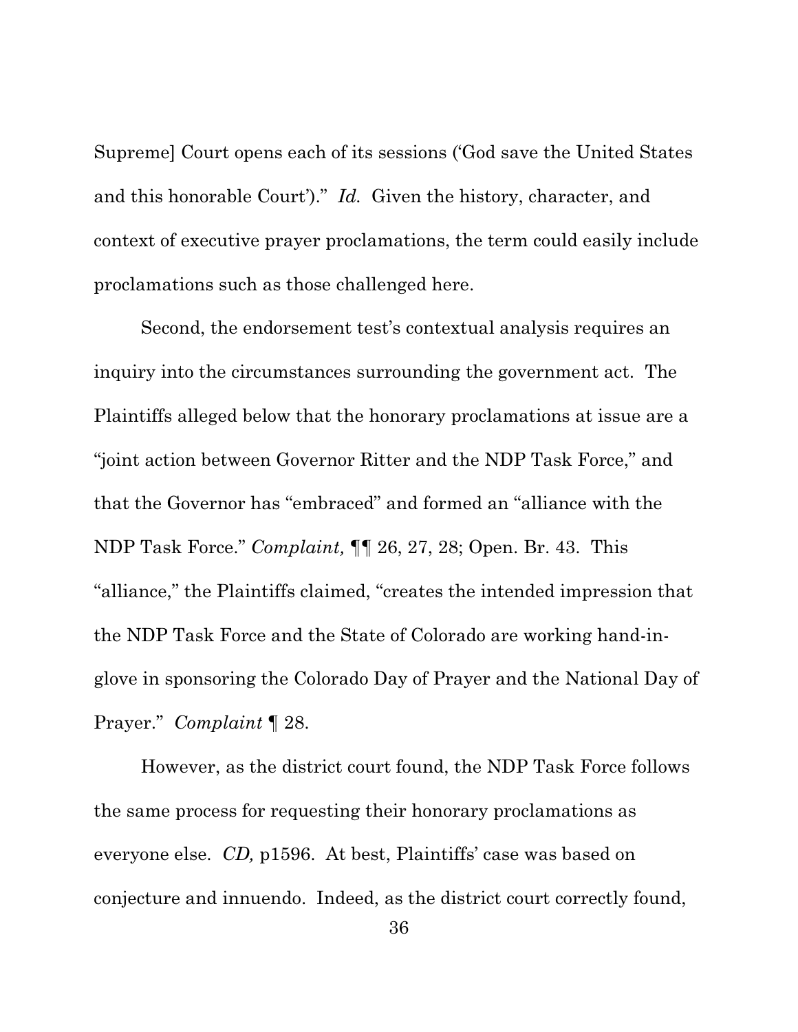Supreme] Court opens each of its sessions ('God save the United States and this honorable Court')." *Id.* Given the history, character, and context of executive prayer proclamations, the term could easily include proclamations such as those challenged here.

Second, the endorsement test's contextual analysis requires an inquiry into the circumstances surrounding the government act. The Plaintiffs alleged below that the honorary proclamations at issue are a "joint action between Governor Ritter and the NDP Task Force," and that the Governor has "embraced" and formed an "alliance with the NDP Task Force." *Complaint,* ¶¶ 26, 27, 28; Open. Br. 43. This "alliance," the Plaintiffs claimed, "creates the intended impression that the NDP Task Force and the State of Colorado are working hand-in-glove in sponsoring the Colorado Day of Prayer and the National Day of Prayer." *Complaint* ¶ 28.

However, as the district court found, the NDP Task Force follows the same process for requesting their honorary proclamations as everyone else. *CD,* p1596. At best, Plaintiffs' case was based on conjecture and innuendo. Indeed, as the district court correctly found,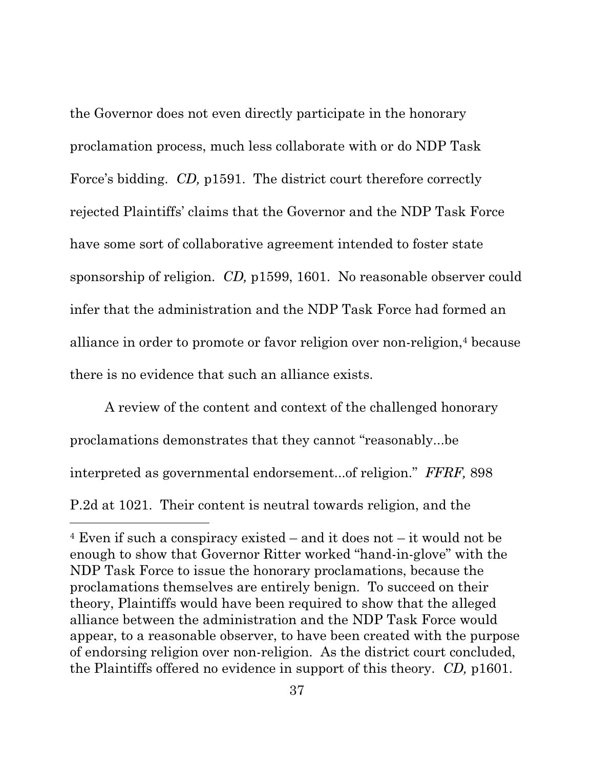the Governor does not even directly participate in the honorary proclamation process, much less collaborate with or do NDP Task Force's bidding. *CD,* p1591. The district court therefore correctly rejected Plaintiffs' claims that the Governor and the NDP Task Force have some sort of collaborative agreement intended to foster state sponsorship of religion. *CD,* p1599, 1601. No reasonable observer could infer that the administration and the NDP Task Force had formed an alliance in order to promote or favor religion over non-religion,[4] because there is no evidence that such an alliance exists.

A review of the content and context of the challenged honorary proclamations demonstrates that they cannot "reasonably...be interpreted as governmental endorsement...of religion." *FFRF,* 898 P.2d at 1021. Their content is neutral towards religion, and the

---

[4] Even if such a conspiracy existed – and it does not – it would not be enough to show that Governor Ritter worked "hand-in-glove" with the NDP Task Force to issue the honorary proclamations, because the proclamations themselves are entirely benign. To succeed on their theory, Plaintiffs would have been required to show that the alleged alliance between the administration and the NDP Task Force would appear, to a reasonable observer, to have been created with the purpose of endorsing religion over non-religion. As the district court concluded, the Plaintiffs offered no evidence in support of this theory. *CD,* p1601.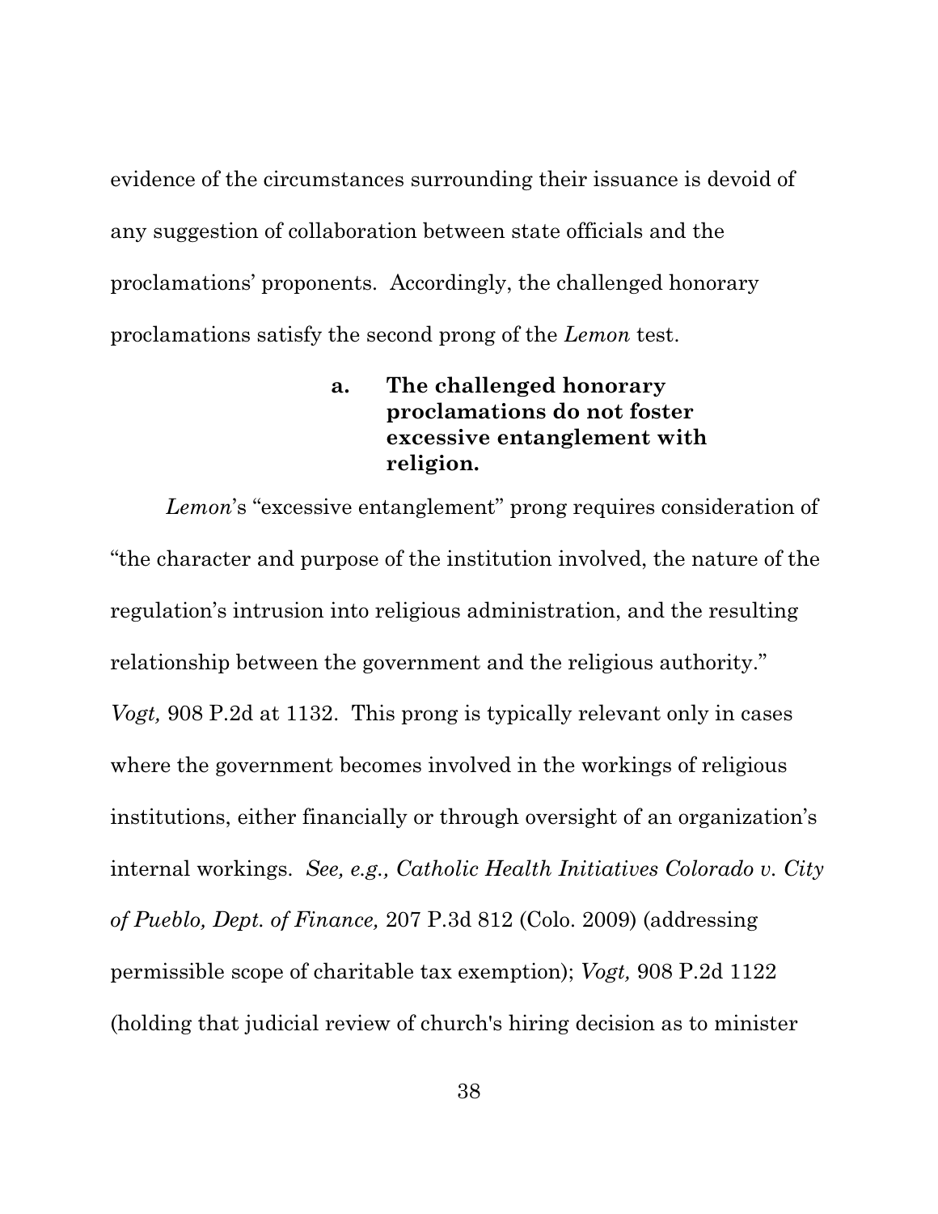evidence of the circumstances surrounding their issuance is devoid of any suggestion of collaboration between state officials and the proclamations' proponents. Accordingly, the challenged honorary proclamations satisfy the second prong of the *Lemon* test.

#### a. The challenged honorary proclamations do not foster excessive entanglement with religion.

*Lemon*'s "excessive entanglement" prong requires consideration of "the character and purpose of the institution involved, the nature of the regulation's intrusion into religious administration, and the resulting relationship between the government and the religious authority." *Vogt,* 908 P.2d at 1132. This prong is typically relevant only in cases where the government becomes involved in the workings of religious institutions, either financially or through oversight of an organization's internal workings. *See, e.g., Catholic Health Initiatives Colorado v. City of Pueblo, Dept. of Finance,* 207 P.3d 812 (Colo. 2009) (addressing permissible scope of charitable tax exemption); *Vogt,* 908 P.2d 1122 (holding that judicial review of church's hiring decision as to minister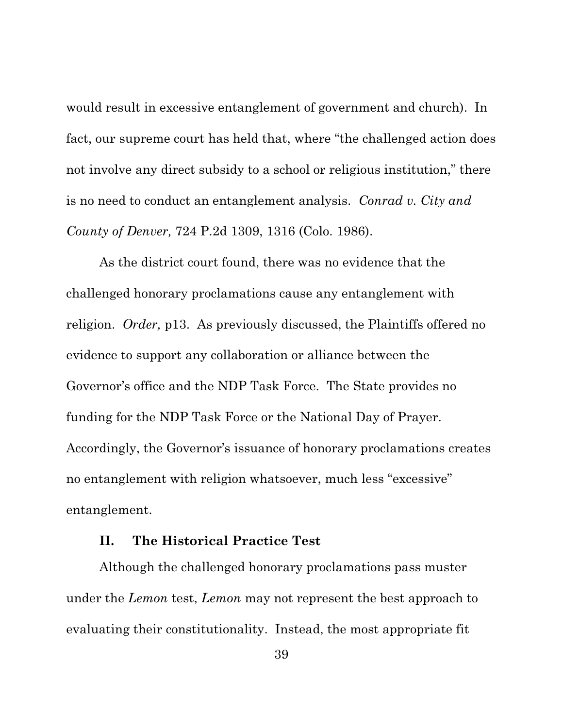would result in excessive entanglement of government and church). In fact, our supreme court has held that, where "the challenged action does not involve any direct subsidy to a school or religious institution," there is no need to conduct an entanglement analysis. *Conrad v. City and County of Denver,* 724 P.2d 1309, 1316 (Colo. 1986).

As the district court found, there was no evidence that the challenged honorary proclamations cause any entanglement with religion. *Order,* p13. As previously discussed, the Plaintiffs offered no evidence to support any collaboration or alliance between the Governor's office and the NDP Task Force. The State provides no funding for the NDP Task Force or the National Day of Prayer. Accordingly, the Governor's issuance of honorary proclamations creates no entanglement with religion whatsoever, much less "excessive" entanglement.

## II. The Historical Practice Test

Although the challenged honorary proclamations pass muster under the *Lemon* test, *Lemon* may not represent the best approach to evaluating their constitutionality. Instead, the most appropriate fit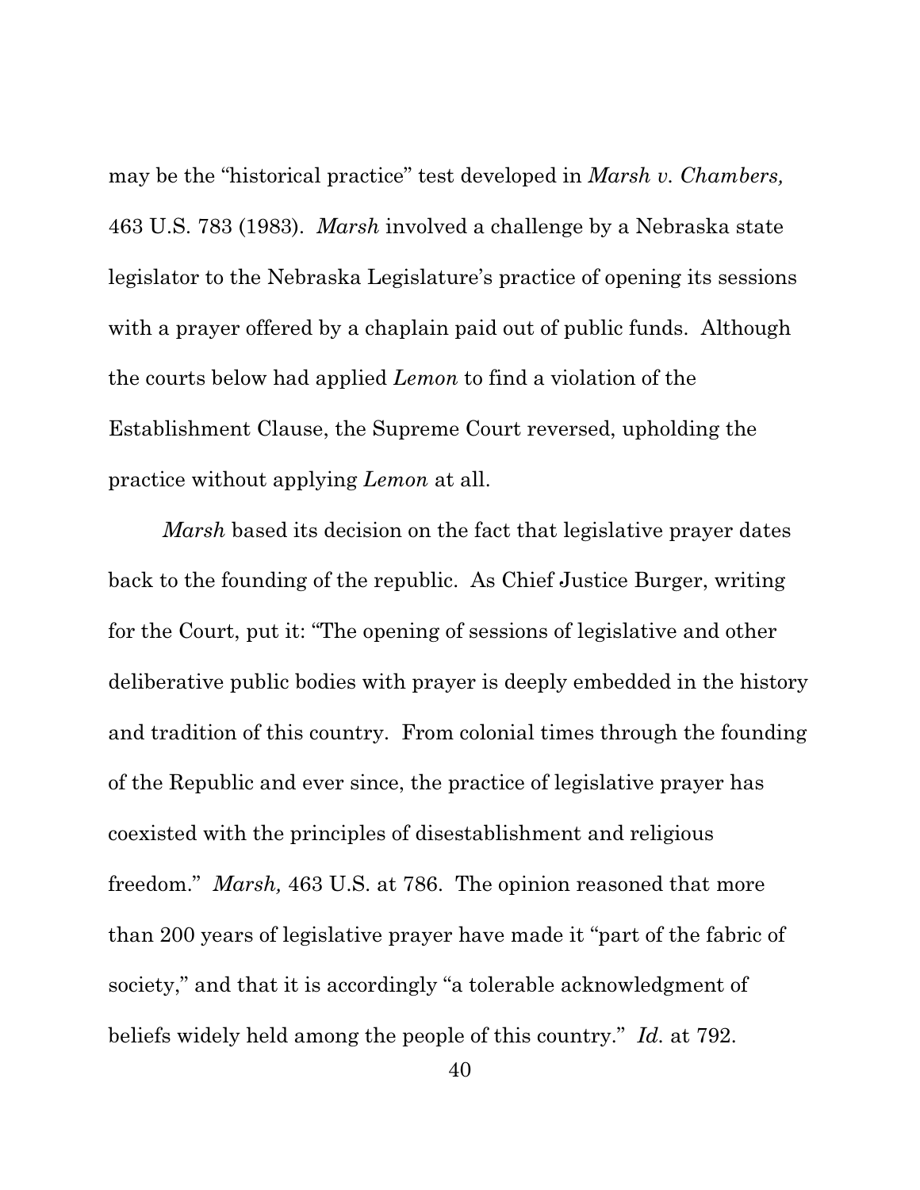may be the "historical practice" test developed in *Marsh v. Chambers,* 463 U.S. 783 (1983). *Marsh* involved a challenge by a Nebraska state legislator to the Nebraska Legislature's practice of opening its sessions with a prayer offered by a chaplain paid out of public funds. Although the courts below had applied *Lemon* to find a violation of the Establishment Clause, the Supreme Court reversed, upholding the practice without applying *Lemon* at all.

*Marsh* based its decision on the fact that legislative prayer dates back to the founding of the republic. As Chief Justice Burger, writing for the Court, put it: "The opening of sessions of legislative and other deliberative public bodies with prayer is deeply embedded in the history and tradition of this country. From colonial times through the founding of the Republic and ever since, the practice of legislative prayer has coexisted with the principles of disestablishment and religious freedom." *Marsh,* 463 U.S. at 786. The opinion reasoned that more than 200 years of legislative prayer have made it "part of the fabric of society," and that it is accordingly "a tolerable acknowledgment of beliefs widely held among the people of this country." *Id.* at 792.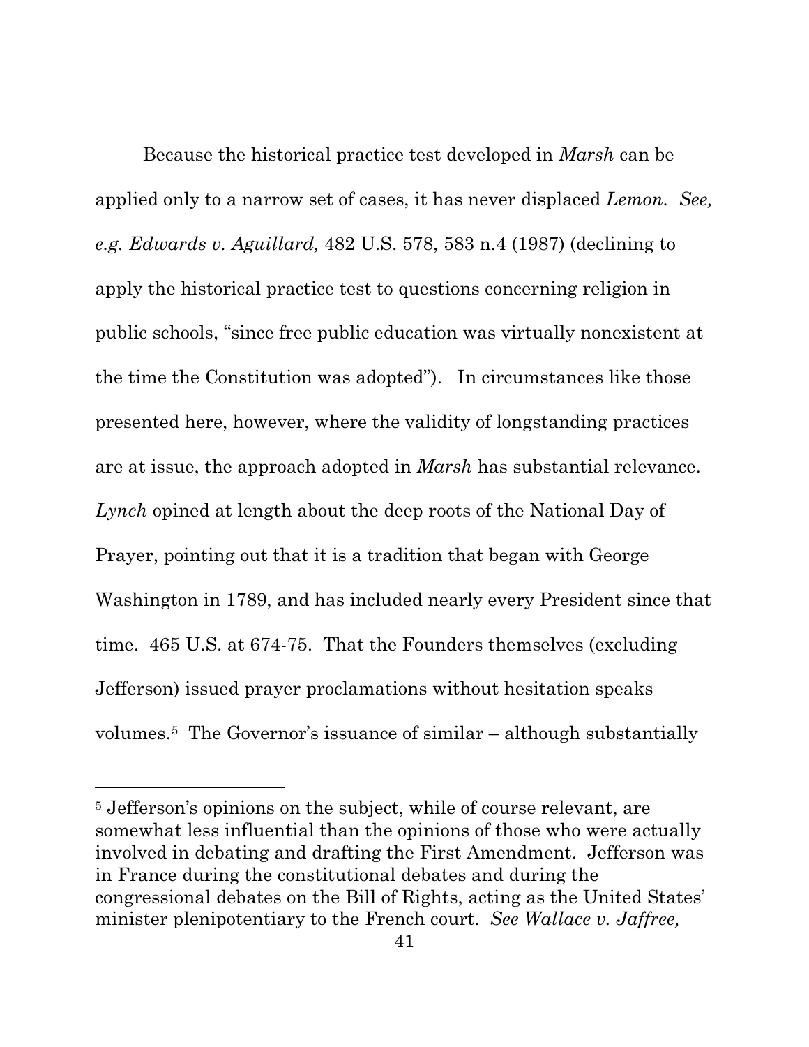Because the historical practice test developed in *Marsh* can be applied only to a narrow set of cases, it has never displaced *Lemon*. *See, e.g. Edwards v. Aguillard,* 482 U.S. 578, 583 n.4 (1987) (declining to apply the historical practice test to questions concerning religion in public schools, "since free public education was virtually nonexistent at the time the Constitution was adopted"). In circumstances like those presented here, however, where the validity of longstanding practices are at issue, the approach adopted in *Marsh* has substantial relevance. *Lynch* opined at length about the deep roots of the National Day of Prayer, pointing out that it is a tradition that began with George Washington in 1789, and has included nearly every President since that time. 465 U.S. at 674-75. That the Founders themselves (excluding Jefferson) issued prayer proclamations without hesitation speaks volumes.[5] The Governor's issuance of similar – although substantially

[5] Jefferson's opinions on the subject, while of course relevant, are somewhat less influential than the opinions of those who were actually involved in debating and drafting the First Amendment. Jefferson was in France during the constitutional debates and during the congressional debates on the Bill of Rights, acting as the United States' minister plenipotentiary to the French court. *See Wallace v. Jaffree,*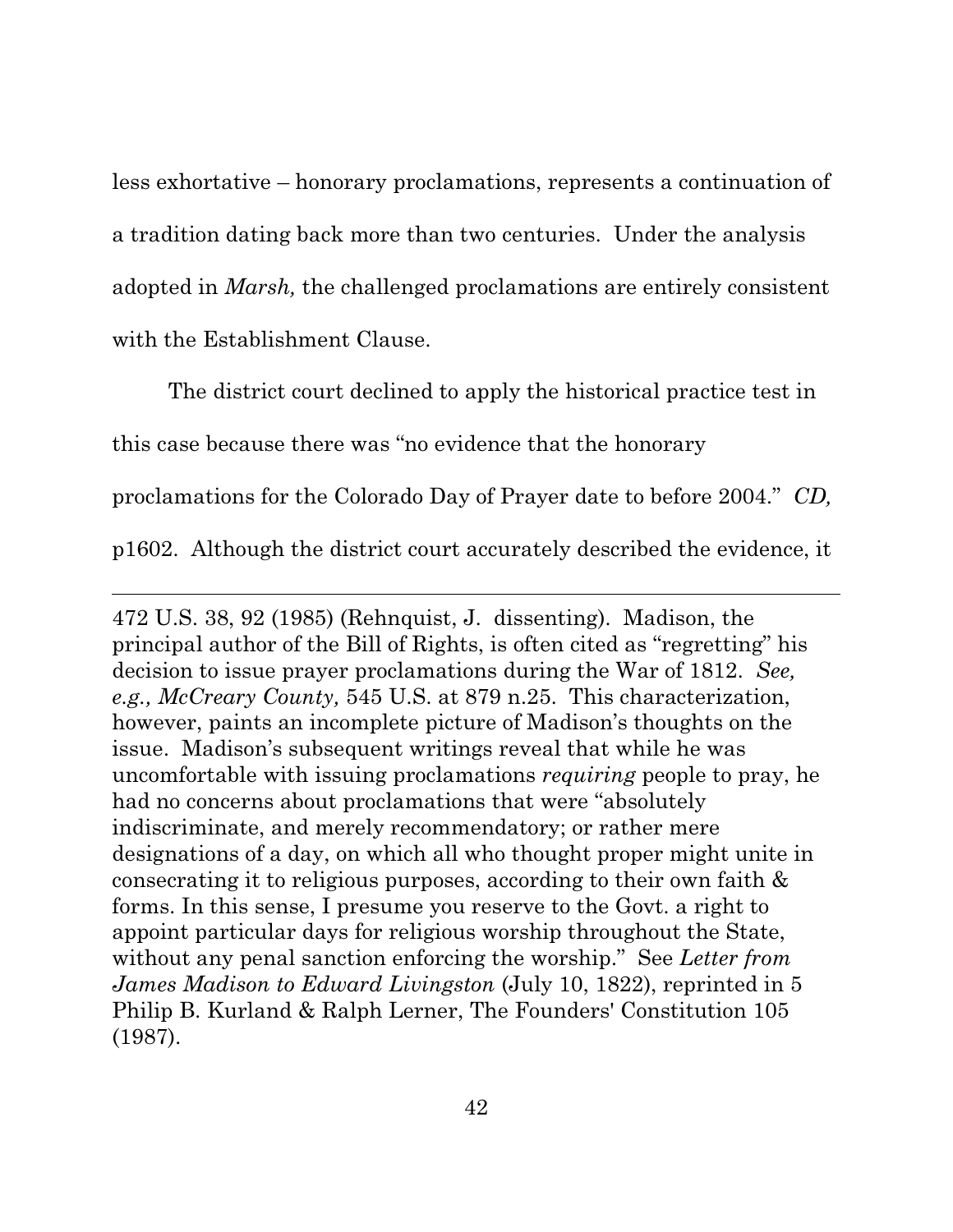less exhortative – honorary proclamations, represents a continuation of a tradition dating back more than two centuries. Under the analysis adopted in *Marsh,* the challenged proclamations are entirely consistent with the Establishment Clause.

The district court declined to apply the historical practice test in this case because there was "no evidence that the honorary proclamations for the Colorado Day of Prayer date to before 2004." *CD,* p1602. Although the district court accurately described the evidence, it

---

472 U.S. 38, 92 (1985) (Rehnquist, J. dissenting). Madison, the principal author of the Bill of Rights, is often cited as "regretting" his decision to issue prayer proclamations during the War of 1812. *See, e.g., McCreary County,* 545 U.S. at 879 n.25. This characterization, however, paints an incomplete picture of Madison's thoughts on the issue. Madison's subsequent writings reveal that while he was uncomfortable with issuing proclamations *requiring* people to pray, he had no concerns about proclamations that were "absolutely indiscriminate, and merely recommendatory; or rather mere designations of a day, on which all who thought proper might unite in consecrating it to religious purposes, according to their own faith & forms. In this sense, I presume you reserve to the Govt. a right to appoint particular days for religious worship throughout the State, without any penal sanction enforcing the worship." See *Letter from James Madison to Edward Livingston* (July 10, 1822), reprinted in 5 Philip B. Kurland & Ralph Lerner, The Founders' Constitution 105 (1987).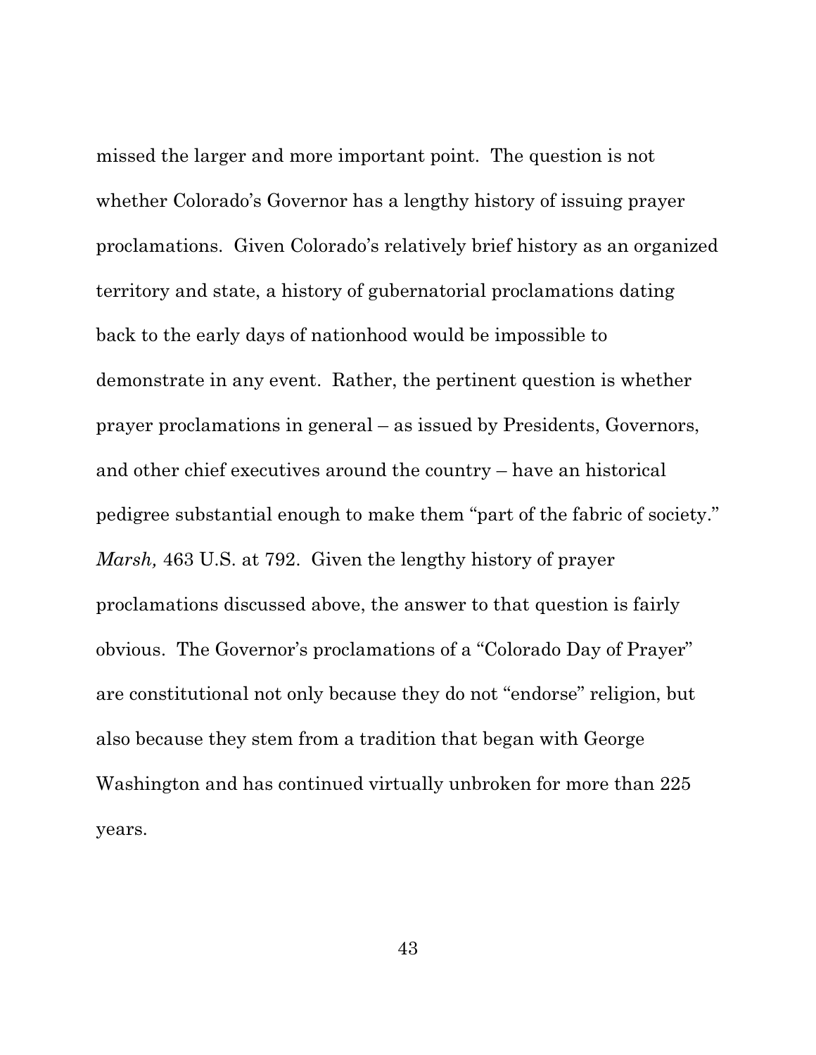missed the larger and more important point. The question is not whether Colorado's Governor has a lengthy history of issuing prayer proclamations. Given Colorado's relatively brief history as an organized territory and state, a history of gubernatorial proclamations dating back to the early days of nationhood would be impossible to demonstrate in any event. Rather, the pertinent question is whether prayer proclamations in general – as issued by Presidents, Governors, and other chief executives around the country – have an historical pedigree substantial enough to make them "part of the fabric of society." *Marsh,* 463 U.S. at 792. Given the lengthy history of prayer proclamations discussed above, the answer to that question is fairly obvious. The Governor's proclamations of a "Colorado Day of Prayer" are constitutional not only because they do not "endorse" religion, but also because they stem from a tradition that began with George Washington and has continued virtually unbroken for more than 225 years.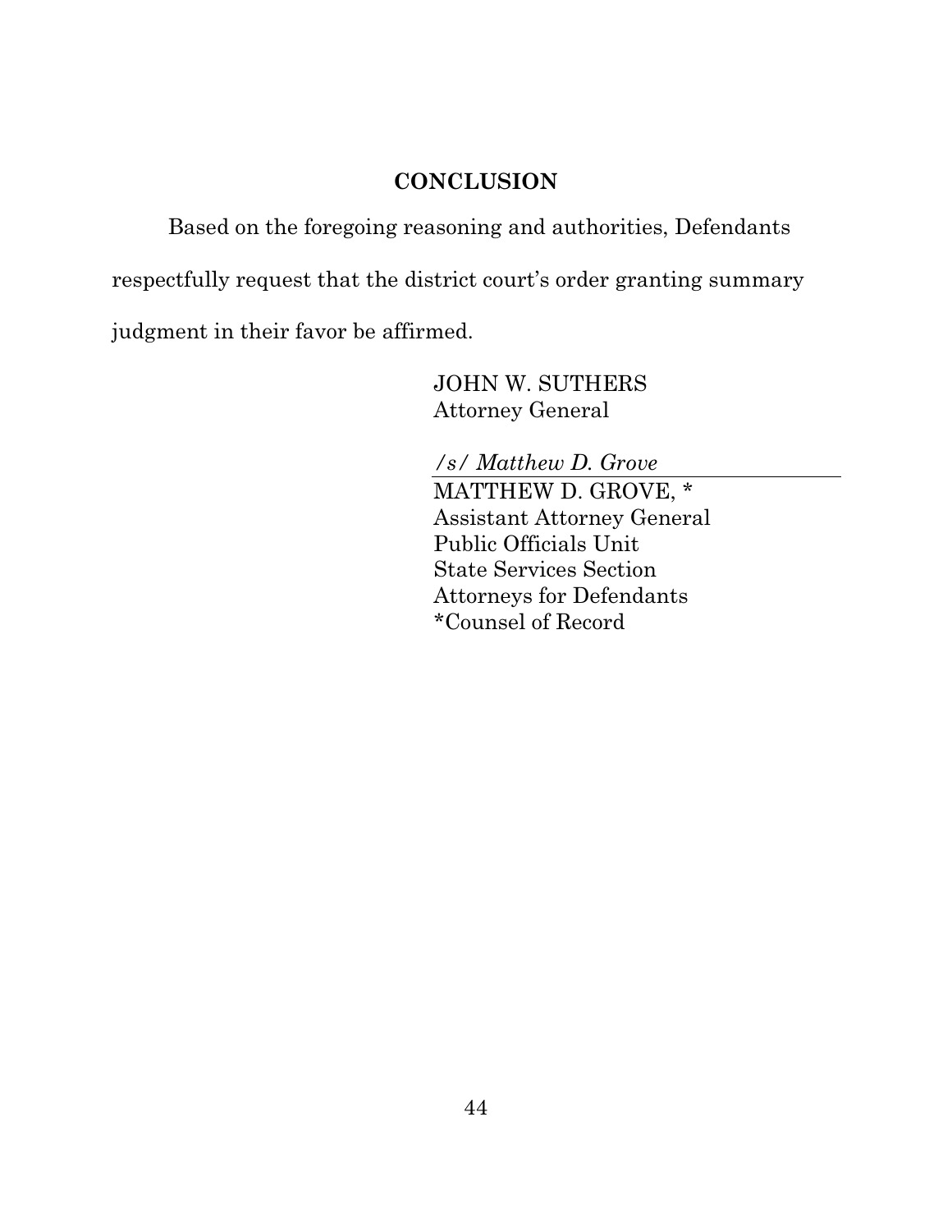## CONCLUSION

Based on the foregoing reasoning and authorities, Defendants respectfully request that the district court's order granting summary judgment in their favor be affirmed.

JOHN W. SUTHERS
Attorney General

*/s/ Matthew D. Grove*

MATTHEW D. GROVE, *
Assistant Attorney General
Public Officials Unit
State Services Section
Attorneys for Defendants
*Counsel of Record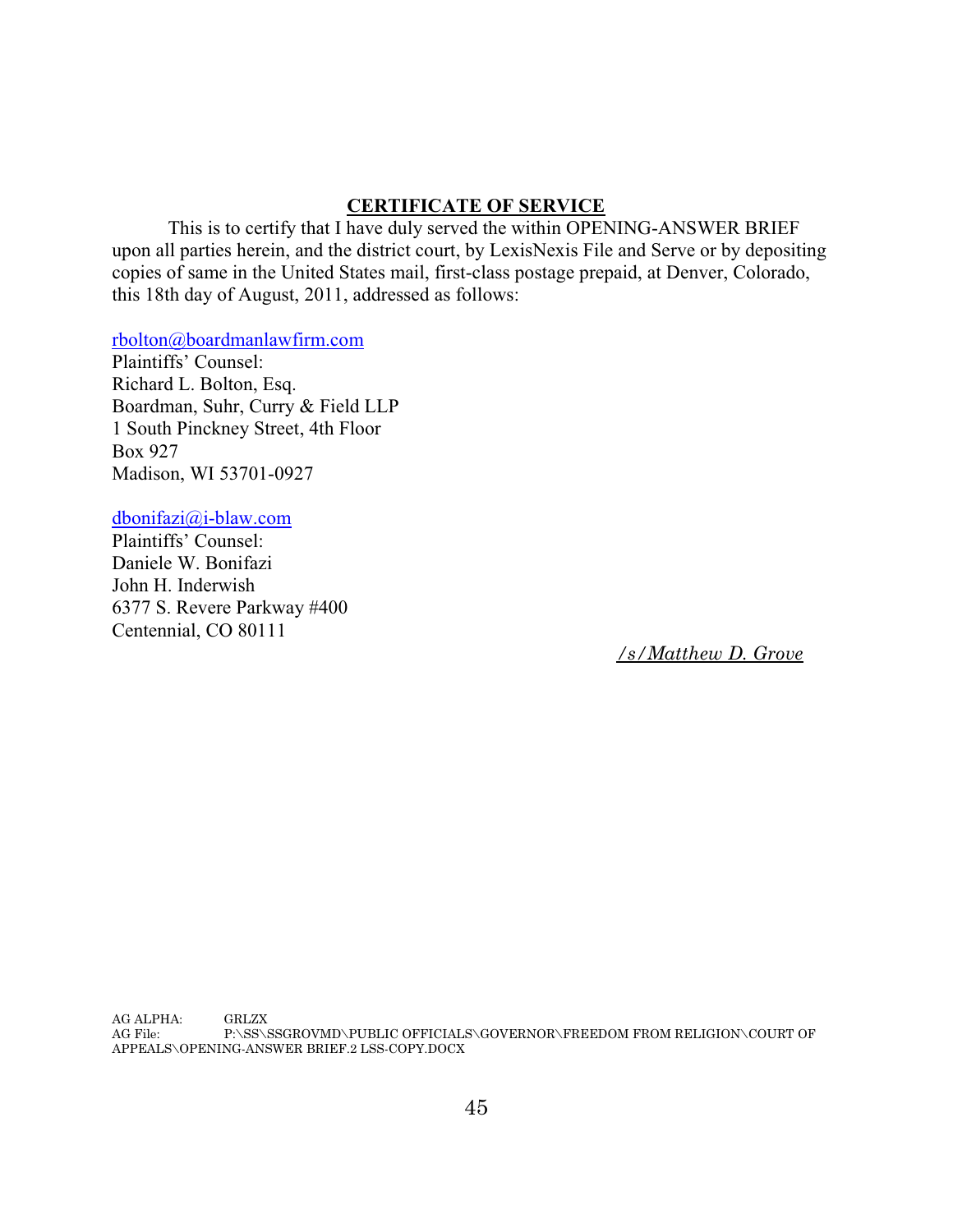## CERTIFICATE OF SERVICE

This is to certify that I have duly served the within OPENING-ANSWER BRIEF upon all parties herein, and the district court, by LexisNexis File and Serve or by depositing copies of same in the United States mail, first-class postage prepaid, at Denver, Colorado, this 18th day of August, 2011, addressed as follows:

rbolton@boardmanlawfirm.com
Plaintiffs' Counsel:
Richard L. Bolton, Esq.
Boardman, Suhr, Curry & Field LLP
1 South Pinckney Street, 4th Floor
Box 927
Madison, WI 53701-0927

dbonifazi@i-blaw.com
Plaintiffs' Counsel:
Daniele W. Bonifazi
John H. Inderwish
6377 S. Revere Parkway #400
Centennial, CO 80111

*/s/Matthew D. Grove*

AG ALPHA: GRLZX
AG File: P:\SS\SSGROVMD\PUBLIC OFFICIALS\GOVERNOR\FREEDOM FROM RELIGION\COURT OF APPEALS\OPENING-ANSWER BRIEF.2 LSS-COPY.DOCX